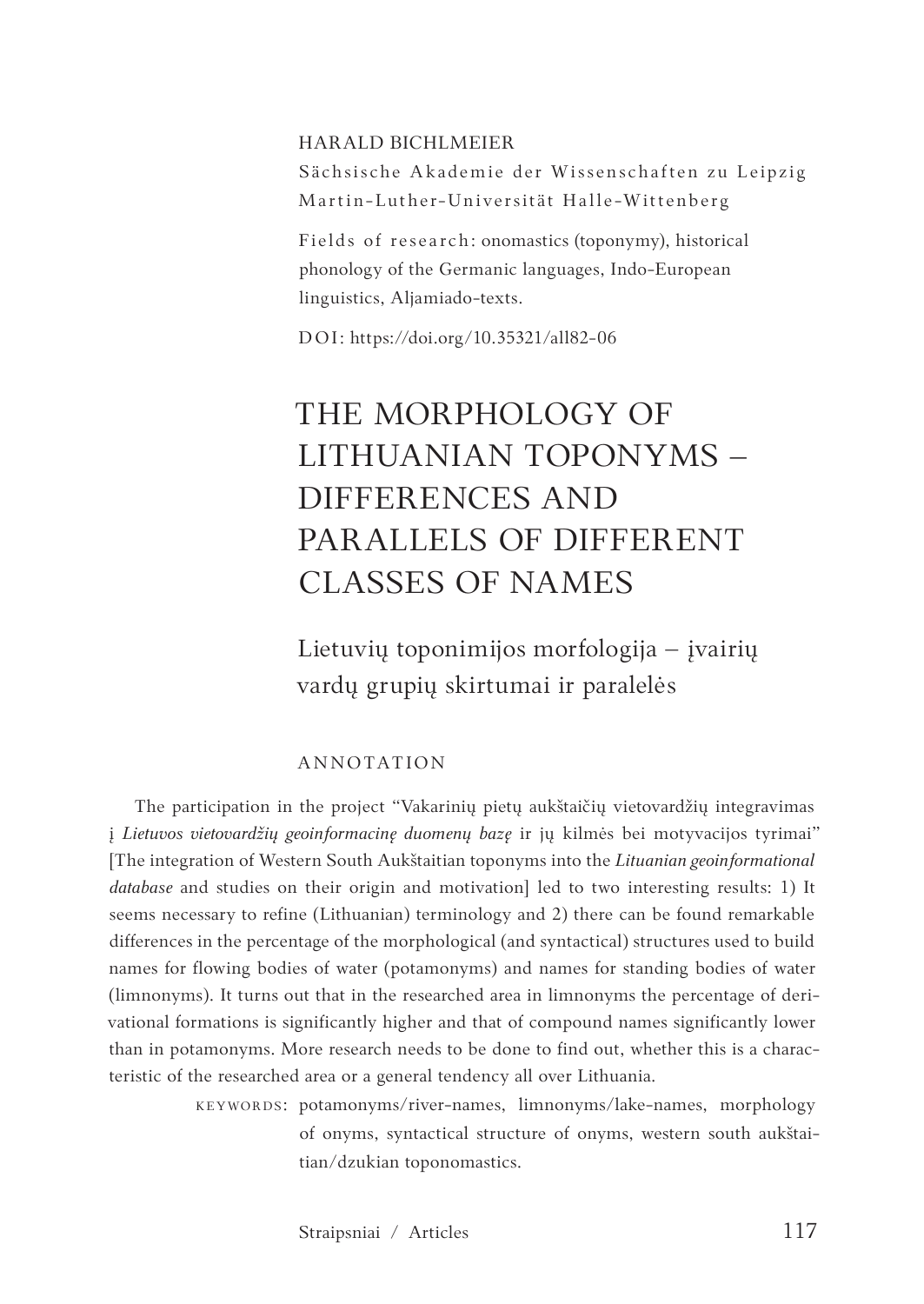HARALD BICHLMEIER

Sächsische Akademie der Wissenschaften zu Leipzig
Martin-Luther-Universität Halle-Wittenberg

Fields of research: onomastics (toponymy), historical phonology of the Germanic languages, Indo-European linguistics, Aljamiado-texts.

DOI: https://doi.org/10.35321/all82-06

# THE MORPHOLOGY OF LITHUANIAN TOPONYMS – DIFFERENCES AND PARALLELS OF DIFFERENT CLASSES OF NAMES

## Lietuvių toponimijos morfologija – įvairių vardų grupių skirtumai ir paralelės

### ANNOTATION

The participation in the project "Vakarinių pietų aukštaičių vietovardžių integravimas į *Lietuvos vietovardžių geoinformacinę duomenų bazę* ir jų kilmės bei motyvacijos tyrimai" [The integration of Western South Aukštaitian toponyms into the *Lituanian geoinformational database* and studies on their origin and motivation] led to two interesting results: 1) It seems necessary to refine (Lithuanian) terminology and 2) there can be found remarkable differences in the percentage of the morphological (and syntactical) structures used to build names for flowing bodies of water (potamonyms) and names for standing bodies of water (limnonyms). It turns out that in the researched area in limnonyms the percentage of derivational formations is significantly higher and that of compound names significantly lower than in potamonyms. More research needs to be done to find out, whether this is a characteristic of the researched area or a general tendency all over Lithuania.

KEYWORDS: potamonyms/river-names, limnonyms/lake-names, morphology of onyms, syntactical structure of onyms, western south aukštaitian/dzukian toponomastics.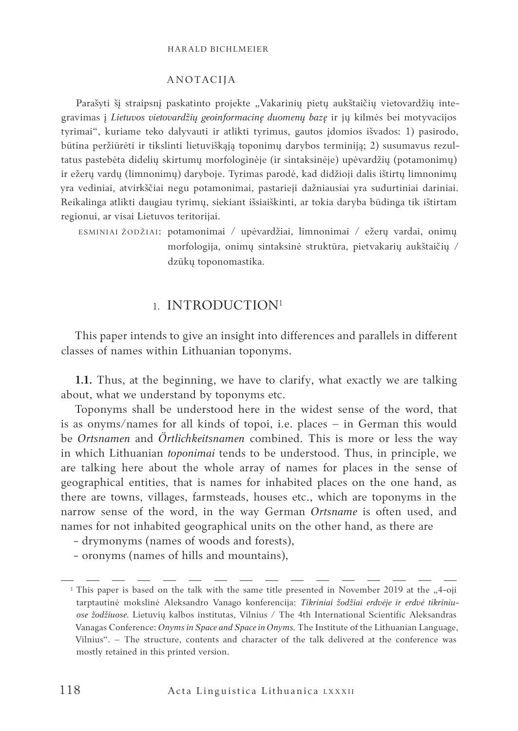## ANOTACIJA

Parašyti šį straipsnį paskatinto projekte „Vakarinių pietų aukštaičių vietovardžių integravimas į *Lietuvos vietovardžių geoinformacinę duomenų bazę* ir jų kilmės bei motyvacijos tyrimai“, kuriame teko dalyvauti ir atlikti tyrimus, gautos įdomios išvados: 1) pasirodo, būtina peržiūrėti ir tikslinti lietuviškąją toponimų darybos terminiją; 2) susumavus rezultatus pastebėta didelių skirtumų morfologinėje (ir sintaksinėje) upėvardžių (potamonimų) ir ežerų vardų (limnonimų) daryboje. Tyrimas parodė, kad didžioji dalis ištirtų limnonimų yra vediniai, atvirkščiai negu potamonimai, pastarieji dažniausiai yra sudurtiniai dariniai. Reikalinga atlikti daugiau tyrimų, siekiant išsiaiškinti, ar tokia daryba būdinga tik ištirtam regionui, ar visai Lietuvos teritorijai.

ESMINIAI ŽODŽIAI: potamonimai / upėvardžiai, limnonimai / ežerų vardai, onimų morfologija, onimų sintaksinė struktūra, pietvakarių aukštaičių / dzūkų toponomastika.

# 1. INTRODUCTION[1]

This paper intends to give an insight into differences and parallels in different classes of names within Lithuanian toponyms.

**1.1.** Thus, at the beginning, we have to clarify, what exactly we are talking about, what we understand by toponyms etc.

Toponyms shall be understood here in the widest sense of the word, that is as onyms/names for all kinds of topoi, i.e. places – in German this would be *Ortsnamen* and *Örtlichkeitsnamen* combined. This is more or less the way in which Lithuanian *toponimai* tends to be understood. Thus, in principle, we are talking here about the whole array of names for places in the sense of geographical entities, that is names for inhabited places on the one hand, as there are towns, villages, farmsteads, houses etc., which are toponyms in the narrow sense of the word, in the way German *Ortsname* is often used, and names for not inhabited geographical units on the other hand, as there are

- drymonyms (names of woods and forests),
- oronyms (names of hills and mountains),

---

[1] This paper is based on the talk with the same title presented in November 2019 at the „4-oji tarptautinė mokslinė Aleksandro Vanago konferencija: *Tikriniai žodžiai erdvėje ir erdvė tikriniuose žodžiuose*. Lietuvių kalbos institutas, Vilnius / The 4th International Scientific Aleksandras Vanagas Conference: *Onyms in Space and Space in Onyms*. The Institute of the Lithuanian Language, Vilnius“. – The structure, contents and character of the talk delivered at the conference was mostly retained in this printed version.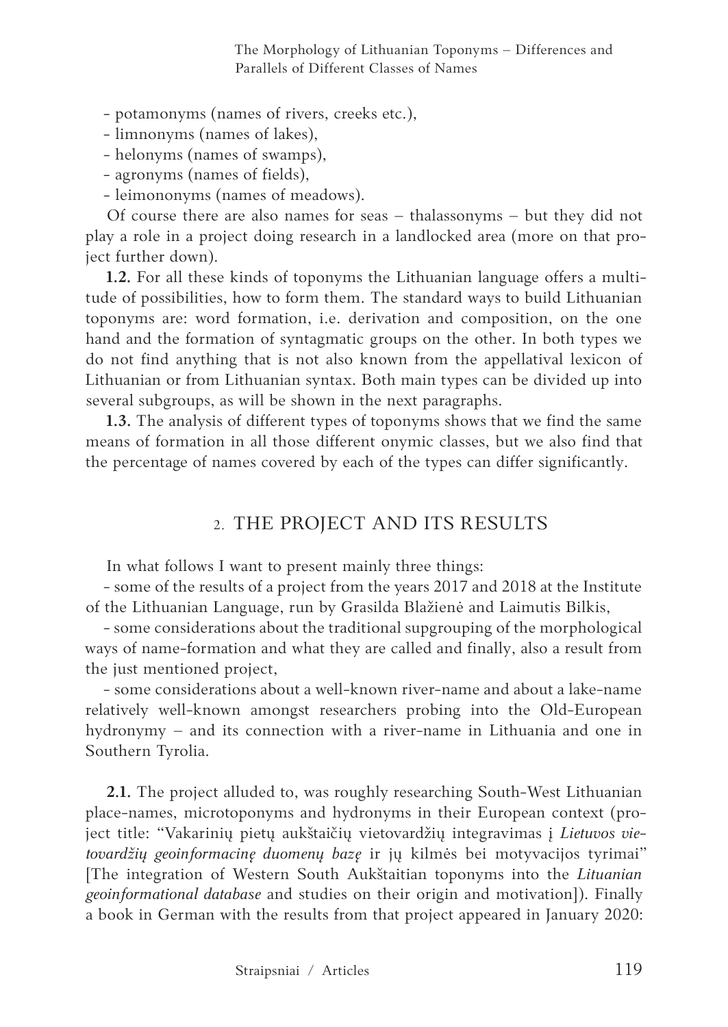- potamonyms (names of rivers, creeks etc.),
- limnonyms (names of lakes),
- helonyms (names of swamps),
- agronyms (names of fields),
- leimononyms (names of meadows).

Of course there are also names for seas – thalassonyms – but they did not play a role in a project doing research in a landlocked area (more on that project further down).

**1.2.** For all these kinds of toponyms the Lithuanian language offers a multitude of possibilities, how to form them. The standard ways to build Lithuanian toponyms are: word formation, i.e. derivation and composition, on the one hand and the formation of syntagmatic groups on the other. In both types we do not find anything that is not also known from the appellatival lexicon of Lithuanian or from Lithuanian syntax. Both main types can be divided up into several subgroups, as will be shown in the next paragraphs.

**1.3.** The analysis of different types of toponyms shows that we find the same means of formation in all those different onymic classes, but we also find that the percentage of names covered by each of the types can differ significantly.

## 2. THE PROJECT AND ITS RESULTS

In what follows I want to present mainly three things:

- some of the results of a project from the years 2017 and 2018 at the Institute of the Lithuanian Language, run by Grasilda Blažienė and Laimutis Bilkis,
- some considerations about the traditional supgrouping of the morphological ways of name-formation and what they are called and finally, also a result from the just mentioned project,
- some considerations about a well-known river-name and about a lake-name relatively well-known amongst researchers probing into the Old-European hydronymy – and its connection with a river-name in Lithuania and one in Southern Tyrolia.

**2.1.** The project alluded to, was roughly researching South-West Lithuanian place-names, microtoponyms and hydronyms in their European context (project title: "Vakarinių pietų aukštaičių vietovardžių integravimas į *Lietuvos vietovardžių geoinformacinę duomenų bazę* ir jų kilmės bei motyvacijos tyrimai" [The integration of Western South Aukštaitian toponyms into the *Lituanian geoinformational database* and studies on their origin and motivation]). Finally a book in German with the results from that project appeared in January 2020: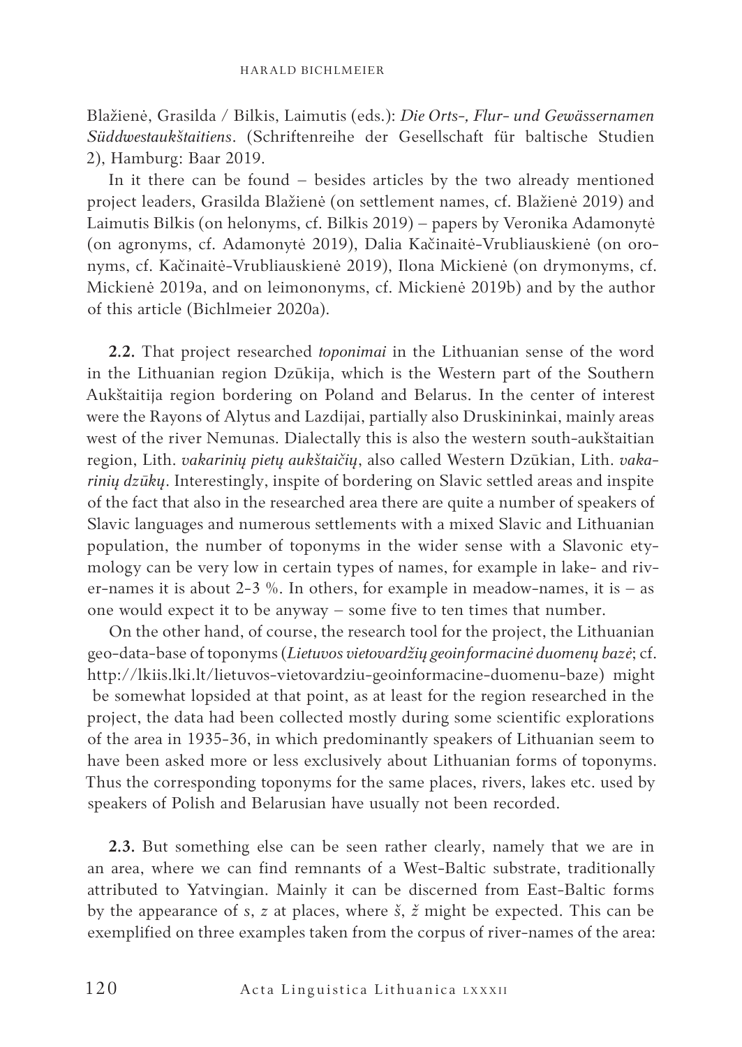Blažienė, Grasilda / Bilkis, Laimutis (eds.): *Die Orts-, Flur- und Gewässernamen Süddwestaukštaitiens*. (Schriftenreihe der Gesellschaft für baltische Studien 2), Hamburg: Baar 2019.

In it there can be found – besides articles by the two already mentioned project leaders, Grasilda Blažienė (on settlement names, cf. Blažienė 2019) and Laimutis Bilkis (on helonyms, cf. Bilkis 2019) – papers by Veronika Adamonytė (on agronyms, cf. Adamonytė 2019), Dalia Kačinaitė-Vrubliauskienė (on oronyms, cf. Kačinaitė-Vrubliauskienė 2019), Ilona Mickienė (on drymonyms, cf. Mickienė 2019a, and on leimononyms, cf. Mickienė 2019b) and by the author of this article (Bichlmeier 2020a).

**2.2.** That project researched *toponimai* in the Lithuanian sense of the word in the Lithuanian region Dzūkija, which is the Western part of the Southern Aukštaitija region bordering on Poland and Belarus. In the center of interest were the Rayons of Alytus and Lazdijai, partially also Druskininkai, mainly areas west of the river Nemunas. Dialectally this is also the western south-aukštaitian region, Lith. *vakarinių pietų aukštaičių*, also called Western Dzūkian, Lith. *vakarinių dzūkų*. Interestingly, inspite of bordering on Slavic settled areas and inspite of the fact that also in the researched area there are quite a number of speakers of Slavic languages and numerous settlements with a mixed Slavic and Lithuanian population, the number of toponyms in the wider sense with a Slavonic etymology can be very low in certain types of names, for example in lake- and river-names it is about 2-3 %. In others, for example in meadow-names, it is – as one would expect it to be anyway – some five to ten times that number.

On the other hand, of course, the research tool for the project, the Lithuanian geo-data-base of toponyms (*Lietuvos vietovardžių geoinformacinė duomenų bazė*; cf. http://lkiis.lki.lt/lietuvos-vietovardziu-geoinformacine-duomenu-baze) might be somewhat lopsided at that point, as at least for the region researched in the project, the data had been collected mostly during some scientific explorations of the area in 1935-36, in which predominantly speakers of Lithuanian seem to have been asked more or less exclusively about Lithuanian forms of toponyms. Thus the corresponding toponyms for the same places, rivers, lakes etc. used by speakers of Polish and Belarusian have usually not been recorded.

**2.3.** But something else can be seen rather clearly, namely that we are in an area, where we can find remnants of a West-Baltic substrate, traditionally attributed to Yatvingian. Mainly it can be discerned from East-Baltic forms by the appearance of *s*, *z* at places, where *š*, *ž* might be expected. This can be exemplified on three examples taken from the corpus of river-names of the area: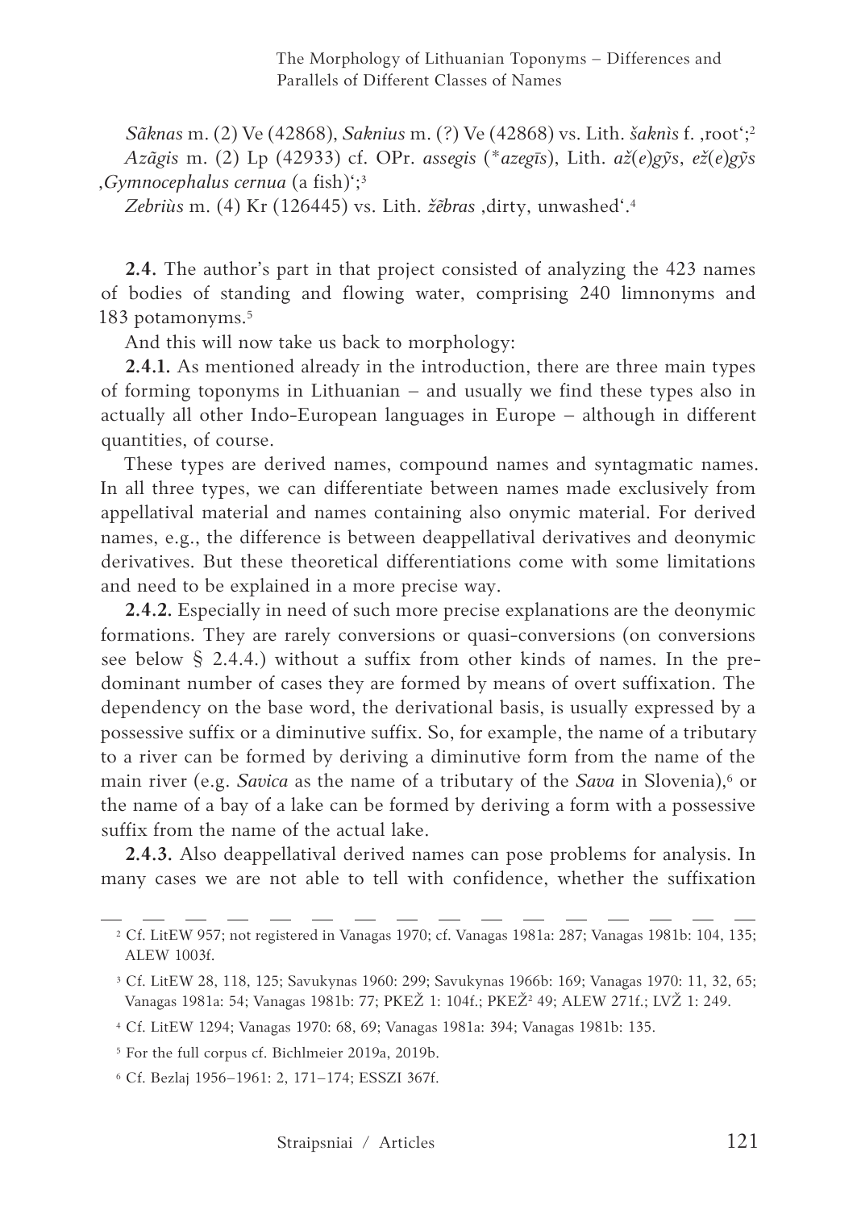*Sãknas* m. (2) Ve (42868), *Saknius* m. (?) Ve (42868) vs. Lith. *šaknìs* f. ‚root‘;[2]

*Azãgis* m. (2) Lp (42933) cf. OPr. *assegis* (*\*azegīs*), Lith. *až*(*e*)*gỹs*, *ež*(*e*)*gỹs* ‚*Gymnocephalus cernua* (a fish)‘;[3]

*Zebriùs* m. (4) Kr (126445) vs. Lith. *žẽbras* ‚dirty, unwashed‘.[4]

**2.4.** The author's part in that project consisted of analyzing the 423 names of bodies of standing and flowing water, comprising 240 limnonyms and 183 potamonyms.[5]

And this will now take us back to morphology:

**2.4.1.** As mentioned already in the introduction, there are three main types of forming toponyms in Lithuanian – and usually we find these types also in actually all other Indo-European languages in Europe – although in different quantities, of course.

These types are derived names, compound names and syntagmatic names. In all three types, we can differentiate between names made exclusively from appellatival material and names containing also onymic material. For derived names, e.g., the difference is between deappellatival derivatives and deonymic derivatives. But these theoretical differentiations come with some limitations and need to be explained in a more precise way.

**2.4.2.** Especially in need of such more precise explanations are the deonymic formations. They are rarely conversions or quasi-conversions (on conversions see below § 2.4.4.) without a suffix from other kinds of names. In the predominant number of cases they are formed by means of overt suffixation. The dependency on the base word, the derivational basis, is usually expressed by a possessive suffix or a diminutive suffix. So, for example, the name of a tributary to a river can be formed by deriving a diminutive form from the name of the main river (e.g. *Savica* as the name of a tributary of the *Sava* in Slovenia),[6] or the name of a bay of a lake can be formed by deriving a form with a possessive suffix from the name of the actual lake.

**2.4.3.** Also deappellatival derived names can pose problems for analysis. In many cases we are not able to tell with confidence, whether the suffixation

---

[2] Cf. LitEW 957; not registered in Vanagas 1970; cf. Vanagas 1981a: 287; Vanagas 1981b: 104, 135; ALEW 1003f.

[3] Cf. LitEW 28, 118, 125; Savukynas 1960: 299; Savukynas 1966b: 169; Vanagas 1970: 11, 32, 65; Vanagas 1981a: 54; Vanagas 1981b: 77; PKEŽ 1: 104f.; PKEŽ[2] 49; ALEW 271f.; LVŽ 1: 249.

[4] Cf. LitEW 1294; Vanagas 1970: 68, 69; Vanagas 1981a: 394; Vanagas 1981b: 135.

[5] For the full corpus cf. Bichlmeier 2019a, 2019b.

[6] Cf. Bezlaj 1956–1961: 2, 171–174; ESSZI 367f.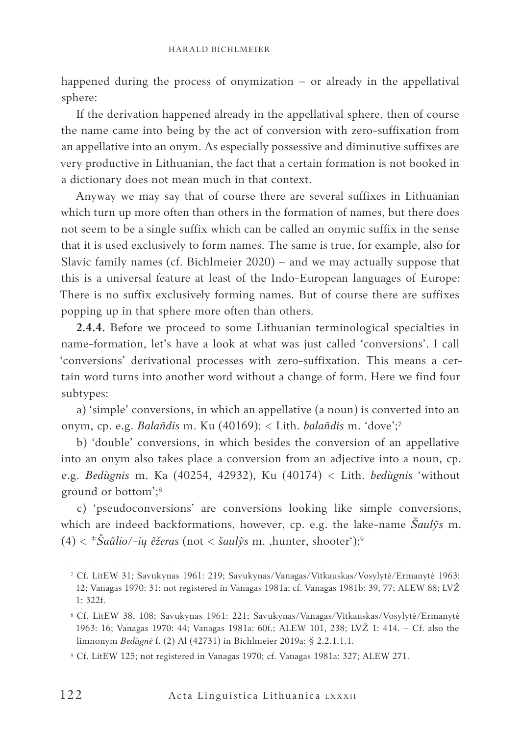happened during the process of onymization – or already in the appellatival sphere:

If the derivation happened already in the appellatival sphere, then of course the name came into being by the act of conversion with zero-suffixation from an appellative into an onym. As especially possessive and diminutive suffixes are very productive in Lithuanian, the fact that a certain formation is not booked in a dictionary does not mean much in that context.

Anyway we may say that of course there are several suffixes in Lithuanian which turn up more often than others in the formation of names, but there does not seem to be a single suffix which can be called an onymic suffix in the sense that it is used exclusively to form names. The same is true, for example, also for Slavic family names (cf. Bichlmeier 2020) – and we may actually suppose that this is a universal feature at least of the Indo-European languages of Europe: There is no suffix exclusively forming names. But of course there are suffixes popping up in that sphere more often than others.

**2.4.4.** Before we proceed to some Lithuanian terminological specialties in name-formation, let's have a look at what was just called 'conversions'. I call 'conversions' derivational processes with zero-suffixation. This means a certain word turns into another word without a change of form. Here we find four subtypes:

a) 'simple' conversions, in which an appellative (a noun) is converted into an onym, cp. e.g. *Balañdis* m. Ku (40169): < Lith. *balañdis* m. 'dove';[7]

b) 'double' conversions, in which besides the conversion of an appellative into an onym also takes place a conversion from an adjective into a noun, cp. e.g. *Bedùgnis* m. Ka (40254, 42932), Ku (40174) < Lith. *bedùgnis* 'without ground or bottom';[8]

c) 'pseudoconversions' are conversions looking like simple conversions, which are indeed backformations, however, cp. e.g. the lake-name *Šaulỹs* m. (4) < \**Šaũlio/-ių ẽžeras* (not < *šaulỹs* m. ‚hunter, shooter');[9]

---

[7] Cf. LitEW 31; Savukynas 1961: 219; Savukynas/Vanagas/Vitkauskas/Vosylytė/Ermanytė 1963: 12; Vanagas 1970: 31; not registered in Vanagas 1981a; cf. Vanagas 1981b: 39, 77; ALEW 88; LVŽ 1: 322f.

[8] Cf. LitEW 38, 108; Savukynas 1961: 221; Savukynas/Vanagas/Vitkauskas/Vosylytė/Ermanytė 1963: 16; Vanagas 1970: 44; Vanagas 1981a: 60f.; ALEW 101, 238; LVŽ 1: 414. – Cf. also the limnonym *Bedùgnė* f. (2) Al (42731) in Bichlmeier 2019a: § 2.2.1.1.1.

[9] Cf. LitEW 125; not registered in Vanagas 1970; cf. Vanagas 1981a: 327; ALEW 271.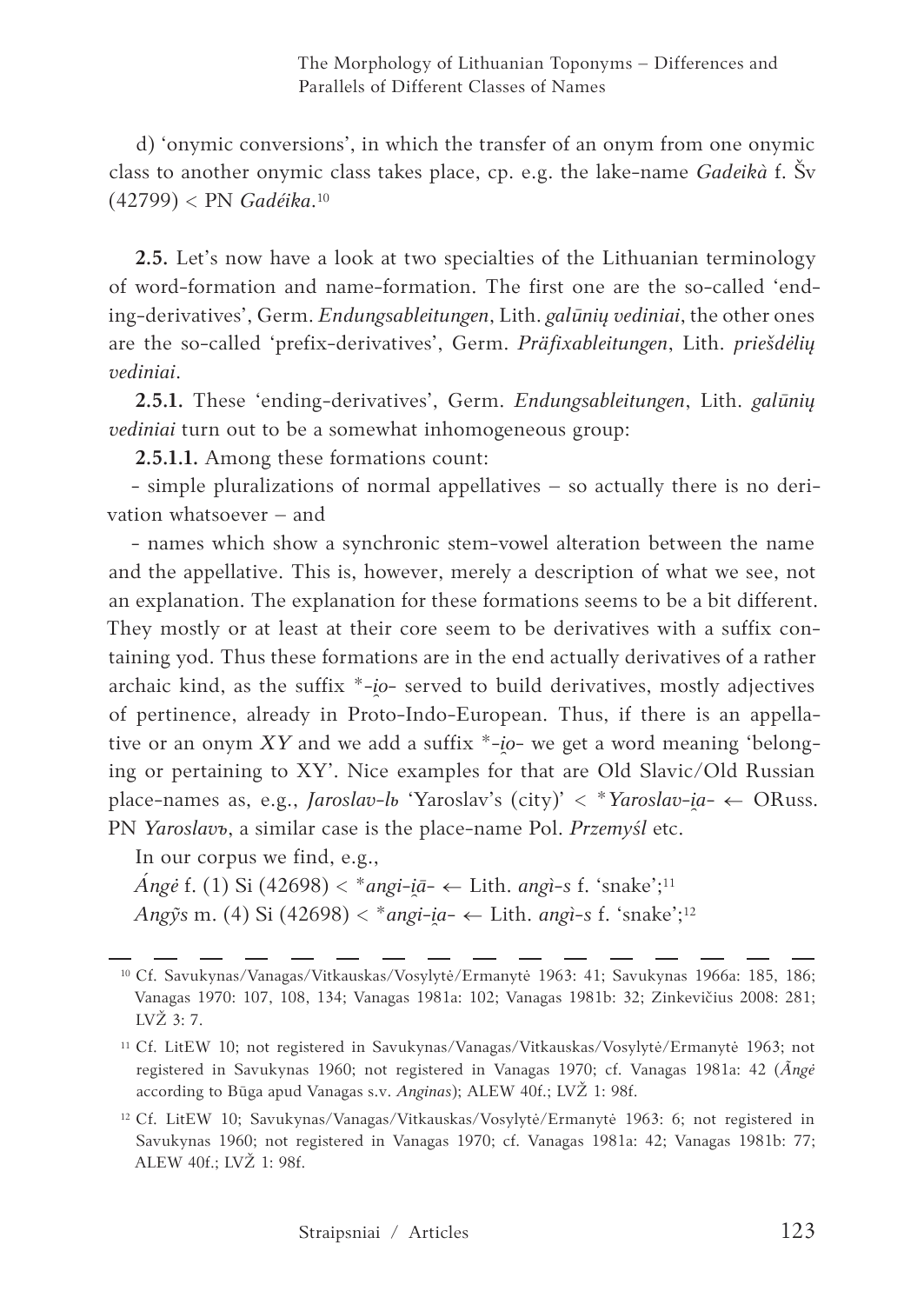d) 'onymic conversions', in which the transfer of an onym from one onymic class to another onymic class takes place, cp. e.g. the lake-name *Gadeikà* f. Šv (42799) < PN *Gadéika*.[10]

**2.5.** Let's now have a look at two specialties of the Lithuanian terminology of word-formation and name-formation. The first one are the so-called 'ending-derivatives', Germ. *Endungsableitungen*, Lith. *galūnių vediniai*, the other ones are the so-called 'prefix-derivatives', Germ. *Präfixableitungen*, Lith. *priešdėlių vediniai*.

**2.5.1.** These 'ending-derivatives', Germ. *Endungsableitungen*, Lith. *galūnių vediniai* turn out to be a somewhat inhomogeneous group:

**2.5.1.1.** Among these formations count:

- simple pluralizations of normal appellatives – so actually there is no derivation whatsoever – and
- names which show a synchronic stem-vowel alteration between the name and the appellative. This is, however, merely a description of what we see, not an explanation. The explanation for these formations seems to be a bit different. They mostly or at least at their core seem to be derivatives with a suffix containing yod. Thus these formations are in the end actually derivatives of a rather archaic kind, as the suffix *-i̯o- served to build derivatives, mostly adjectives of pertinence, already in Proto-Indo-European. Thus, if there is an appellative or an onym *XY* and we add a suffix *-i̯o- we get a word meaning 'belonging or pertaining to XY'. Nice examples for that are Old Slavic/Old Russian place-names as, e.g., *Jaroslav-lь* 'Yaroslav's (city)' < **Yaroslav-i̯a-* ← ORuss. PN *Yaroslavъ*, a similar case is the place-name Pol. *Przemyśl* etc.

In our corpus we find, e.g.,

*Ángė* f. (1) Si (42698) < **angi-i̯ā-* ← Lith. *angì-s* f. 'snake';[11]

*Angỹs* m. (4) Si (42698) < **angi-i̯a-* ← Lith. *angì-s* f. 'snake';[12]

---

[10] Cf. Savukynas/Vanagas/Vitkauskas/Vosylytė/Ermanytė 1963: 41; Savukynas 1966a: 185, 186; Vanagas 1970: 107, 108, 134; Vanagas 1981a: 102; Vanagas 1981b: 32; Zinkevičius 2008: 281; LVŽ 3: 7.

[11] Cf. LitEW 10; not registered in Savukynas/Vanagas/Vitkauskas/Vosylytė/Ermanytė 1963; not registered in Savukynas 1960; not registered in Vanagas 1970; cf. Vanagas 1981a: 42 (*Ãngė* according to Būga apud Vanagas s.v. *Anginas*); ALEW 40f.; LVŽ 1: 98f.

[12] Cf. LitEW 10; Savukynas/Vanagas/Vitkauskas/Vosylytė/Ermanytė 1963: 6; not registered in Savukynas 1960; not registered in Vanagas 1970; cf. Vanagas 1981a: 42; Vanagas 1981b: 77; ALEW 40f.; LVŽ 1: 98f.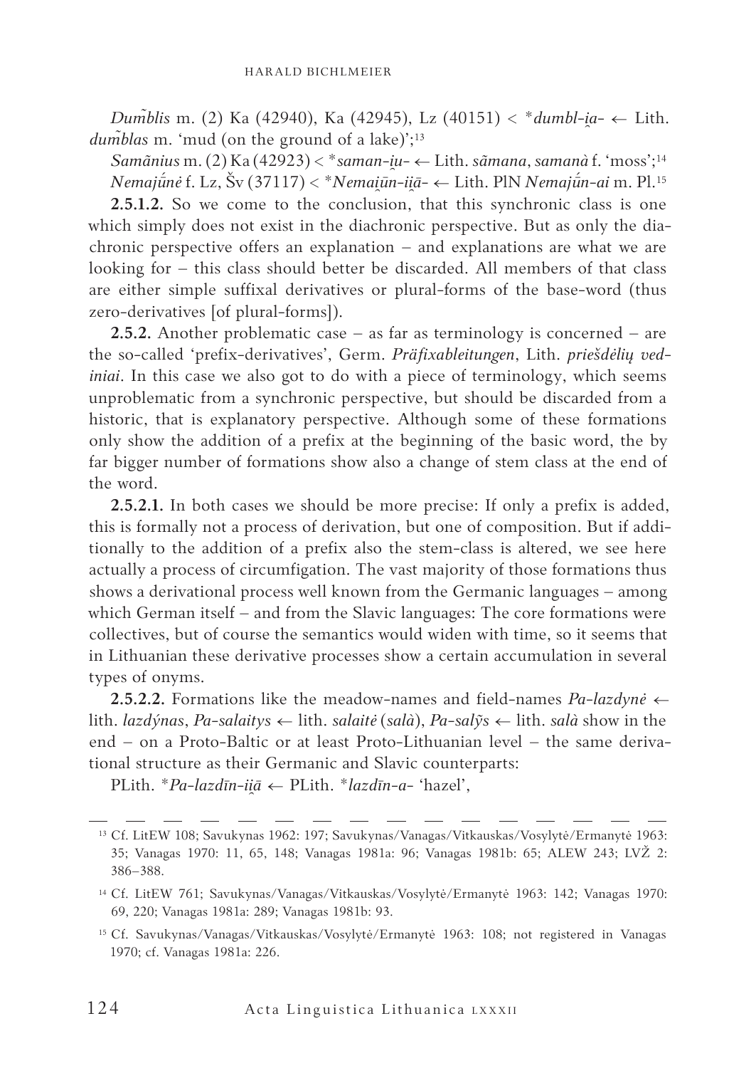*Dum̃blis* m. (2) Ka (42940), Ka (42945), Lz (40151) < *\*dumbl-i̯a-* ← Lith. *dum̃blas* m. 'mud (on the ground of a lake)';[13]

*Samãnius* m. (2) Ka (42923) < *\*saman-i̯u-* ← Lith. *sãmana*, *samanà* f. 'moss';[14]

*Nemajū́nė* f. Lz, Šv (37117) < *\*Nemai̯ūn-ii̯ā-* ← Lith. PlN *Nemajū́n-ai* m. Pl.[15]

**2.5.1.2.** So we come to the conclusion, that this synchronic class is one which simply does not exist in the diachronic perspective. But as only the diachronic perspective offers an explanation – and explanations are what we are looking for – this class should better be discarded. All members of that class are either simple suffixal derivatives or plural-forms of the base-word (thus zero-derivatives [of plural-forms]).

**2.5.2.** Another problematic case – as far as terminology is concerned – are the so-called 'prefix-derivatives', Germ. *Präfixableitungen*, Lith. *priešdėlių vediniai*. In this case we also got to do with a piece of terminology, which seems unproblematic from a synchronic perspective, but should be discarded from a historic, that is explanatory perspective. Although some of these formations only show the addition of a prefix at the beginning of the basic word, the by far bigger number of formations show also a change of stem class at the end of the word.

**2.5.2.1.** In both cases we should be more precise: If only a prefix is added, this is formally not a process of derivation, but one of composition. But if additionally to the addition of a prefix also the stem-class is altered, we see here actually a process of circumfigation. The vast majority of those formations thus shows a derivational process well known from the Germanic languages – among which German itself – and from the Slavic languages: The core formations were collectives, but of course the semantics would widen with time, so it seems that in Lithuanian these derivative processes show a certain accumulation in several types of onyms.

**2.5.2.2.** Formations like the meadow-names and field-names *Pa-lazdynė* ← lith. *lazdýnas*, *Pa-salaitys* ← lith. *salaitė* (*salà*), *Pa-salỹs* ← lith. *salà* show in the end – on a Proto-Baltic or at least Proto-Lithuanian level – the same derivational structure as their Germanic and Slavic counterparts:

PLith. *\*Pa-lazdīn-ii̯ā* ← PLith. *\*lazdīn-a-* 'hazel',

---

[13] Cf. LitEW 108; Savukynas 1962: 197; Savukynas/Vanagas/Vitkauskas/Vosylytė/Ermanytė 1963: 35; Vanagas 1970: 11, 65, 148; Vanagas 1981a: 96; Vanagas 1981b: 65; ALEW 243; LVŽ 2: 386–388.

[14] Cf. LitEW 761; Savukynas/Vanagas/Vitkauskas/Vosylytė/Ermanytė 1963: 142; Vanagas 1970: 69, 220; Vanagas 1981a: 289; Vanagas 1981b: 93.

[15] Cf. Savukynas/Vanagas/Vitkauskas/Vosylytė/Ermanytė 1963: 108; not registered in Vanagas 1970; cf. Vanagas 1981a: 226.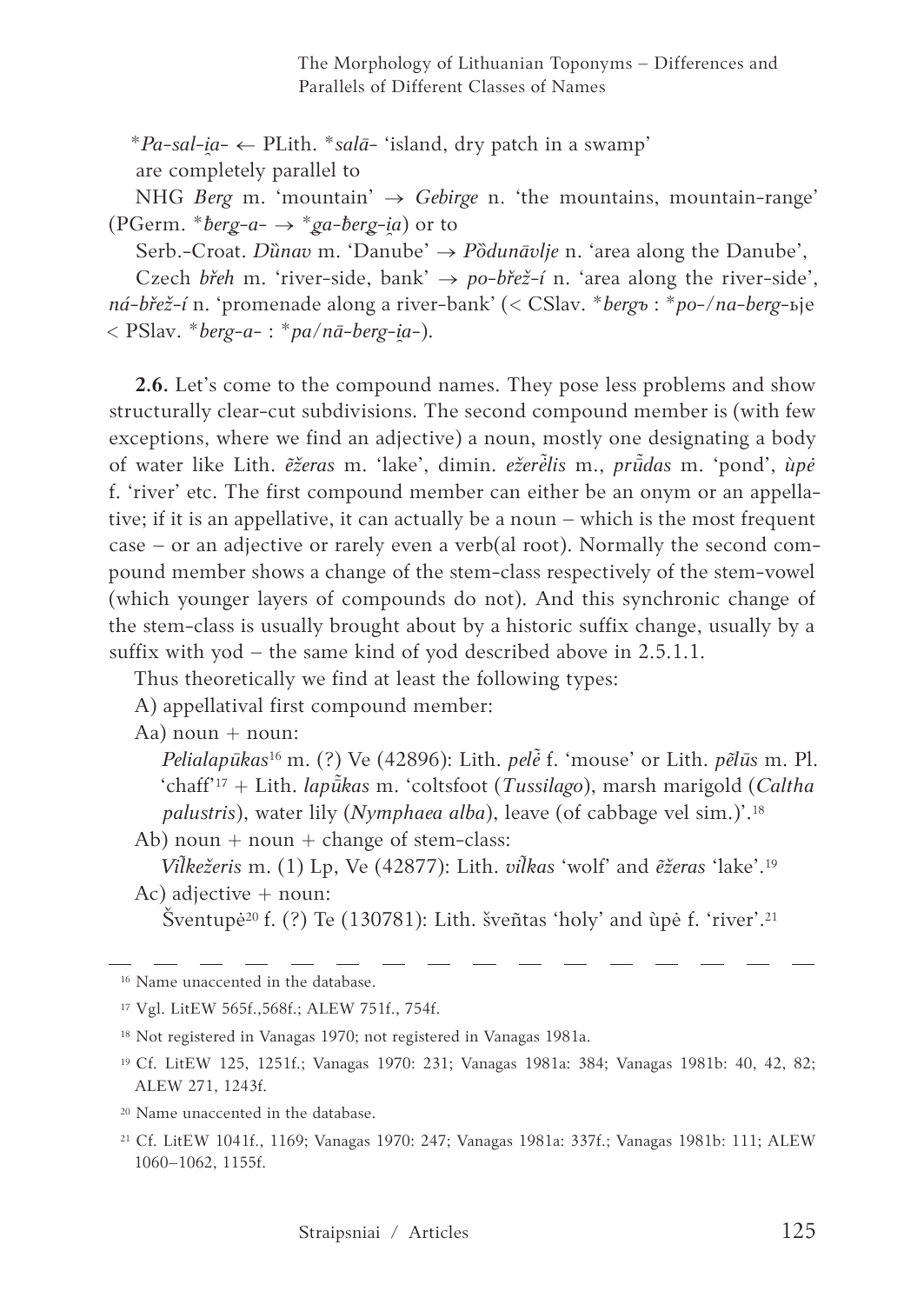**Pa-sal-i̯a-* ← PLith. **salā-* 'island, dry patch in a swamp'

are completely parallel to

NHG *Berg* m. 'mountain' → *Gebirge* n. 'the mountains, mountain-range' (PGerm. **ƀerg-a-* → **ga-ƀerg-i̯a*) or to

Serb.-Croat. *Dȕnav* m. 'Danube' → *Pȍdunāvlje* n. 'area along the Danube',

Czech *břeh* m. 'river-side, bank' → *po-břež-í* n. 'area along the river-side', *ná-břež-í* n. 'promenade along a river-bank' (< CSlav. **bergъ* : **po-/na-berg-ьje* < PSlav. **berg-a-* : **pa/nā-berg-i̯a-*).

**2.6.** Let's come to the compound names. They pose less problems and show structurally clear-cut subdivisions. The second compound member is (with few exceptions, where we find an adjective) a noun, mostly one designating a body of water like Lith. *ẽžeras* m. 'lake', dimin. *ežerė̃lis* m., *prū̃das* m. 'pond', *ùpė* f. 'river' etc. The first compound member can either be an onym or an appellative; if it is an appellative, it can actually be a noun – which is the most frequent case – or an adjective or rarely even a verb(al root). Normally the second compound member shows a change of the stem-class respectively of the stem-vowel (which younger layers of compounds do not). And this synchronic change of the stem-class is usually brought about by a historic suffix change, usually by a suffix with yod – the same kind of yod described above in 2.5.1.1.

Thus theoretically we find at least the following types:

A) appellatival first compound member:

Aa) noun + noun:

*Pelialapūkas*[16] m. (?) Ve (42896): Lith. *pelė̃* f. 'mouse' or Lith. *pẽlūs* m. Pl. 'chaff'[17] + Lith. *lapū̃kas* m. 'coltsfoot (*Tussilago*), marsh marigold (*Caltha palustris*), water lily (*Nymphaea alba*), leave (of cabbage vel sim.)'.[18]

Ab) noun + noun + change of stem-class:

*Vil̃kežeris* m. (1) Lp, Ve (42877): Lith. *vil̃kas* 'wolf' and *ẽžeras* 'lake'.[19]

Ac) adjective + noun:

Šventupė[20] f. (?) Te (130781): Lith. šveñtas 'holy' and ùpė f. 'river'.[21]

---

[16] Name unaccented in the database.

[17] Vgl. LitEW 565f.,568f.; ALEW 751f., 754f.

[18] Not registered in Vanagas 1970; not registered in Vanagas 1981a.

[19] Cf. LitEW 125, 1251f.; Vanagas 1970: 231; Vanagas 1981a: 384; Vanagas 1981b: 40, 42, 82; ALEW 271, 1243f.

[20] Name unaccented in the database.

[21] Cf. LitEW 1041f., 1169; Vanagas 1970: 247; Vanagas 1981a: 337f.; Vanagas 1981b: 111; ALEW 1060–1062, 1155f.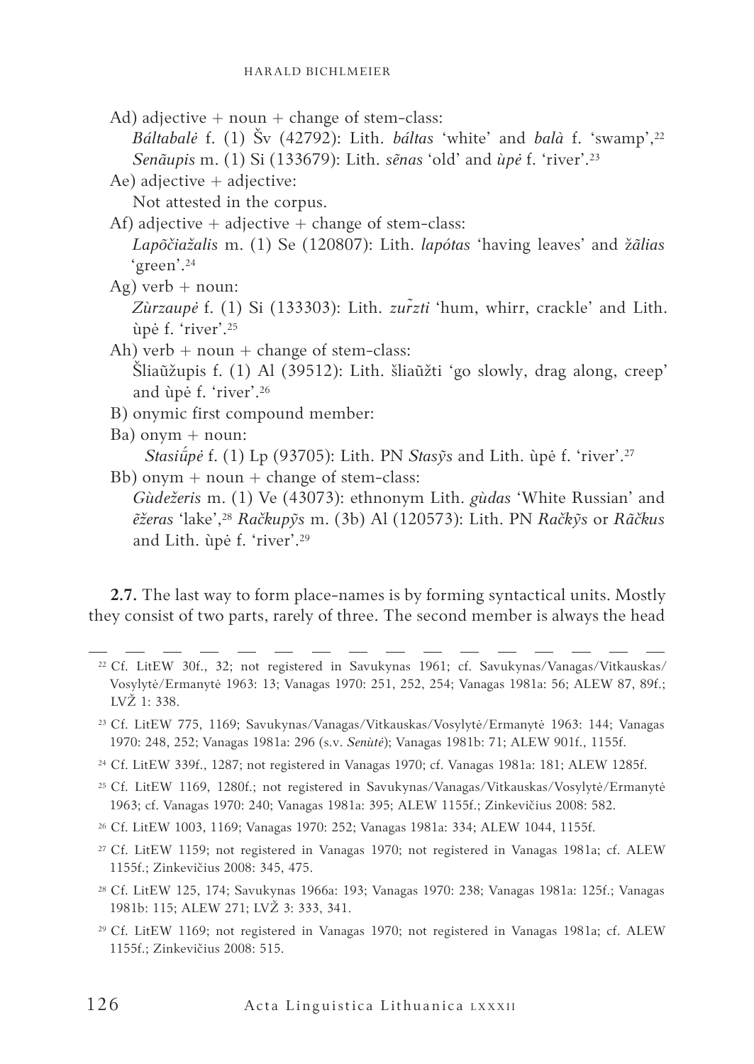Ad) adjective + noun + change of stem-class:

*Báltabalė* f. (1) Šv (42792): Lith. *báltas* 'white' and *balà* f. 'swamp',[22] *Senãupis* m. (1) Si (133679): Lith. *sẽnas* 'old' and *ùpė* f. 'river'.[23]

Ae) adjective + adjective:

Not attested in the corpus.

Af) adjective + adjective + change of stem-class:

*Lapõčiažalis* m. (1) Se (120807): Lith. *lapótas* 'having leaves' and *žãlias* 'green'.[24]

Ag) verb + noun:

*Zùrzaupė* f. (1) Si (133303): Lith. *zur̃zti* 'hum, whirr, crackle' and Lith. ùpė f. 'river'.[25]

Ah) verb + noun + change of stem-class:

Šliaũžupis f. (1) Al (39512): Lith. šliaũžti 'go slowly, drag along, creep' and ùpė f. 'river'.[26]

B) onymic first compound member:

Ba) onym + noun:

*Stasiū́pė* f. (1) Lp (93705): Lith. PN *Stasỹs* and Lith. ùpė f. 'river'.[27]

Bb) onym + noun + change of stem-class:

*Gùdežeris* m. (1) Ve (43073): ethnonym Lith. *gùdas* 'White Russian' and *ẽžeras* 'lake',[28] *Račkupỹs* m. (3b) Al (120573): Lith. PN *Račkỹs* or *Rãčkus* and Lith. ùpė f. 'river'.[29]

**2.7.** The last way to form place-names is by forming syntactical units. Mostly they consist of two parts, rarely of three. The second member is always the head

---

[22] Cf. LitEW 30f., 32; not registered in Savukynas 1961; cf. Savukynas/Vanagas/Vitkauskas/Vosylytė/Ermanytė 1963: 13; Vanagas 1970: 251, 252, 254; Vanagas 1981a: 56; ALEW 87, 89f.; LVŽ 1: 338.

[23] Cf. LitEW 775, 1169; Savukynas/Vanagas/Vitkauskas/Vosylytė/Ermanytė 1963: 144; Vanagas 1970: 248, 252; Vanagas 1981a: 296 (s.v. *Senùtė*); Vanagas 1981b: 71; ALEW 901f., 1155f.

[24] Cf. LitEW 339f., 1287; not registered in Vanagas 1970; cf. Vanagas 1981a: 181; ALEW 1285f.

[25] Cf. LitEW 1169, 1280f.; not registered in Savukynas/Vanagas/Vitkauskas/Vosylytė/Ermanytė 1963; cf. Vanagas 1970: 240; Vanagas 1981a: 395; ALEW 1155f.; Zinkevičius 2008: 582.

[26] Cf. LitEW 1003, 1169; Vanagas 1970: 252; Vanagas 1981a: 334; ALEW 1044, 1155f.

[27] Cf. LitEW 1159; not registered in Vanagas 1970; not registered in Vanagas 1981a; cf. ALEW 1155f.; Zinkevičius 2008: 345, 475.

[28] Cf. LitEW 125, 174; Savukynas 1966a: 193; Vanagas 1970: 238; Vanagas 1981a: 125f.; Vanagas 1981b: 115; ALEW 271; LVŽ 3: 333, 341.

[29] Cf. LitEW 1169; not registered in Vanagas 1970; not registered in Vanagas 1981a; cf. ALEW 1155f.; Zinkevičius 2008: 515.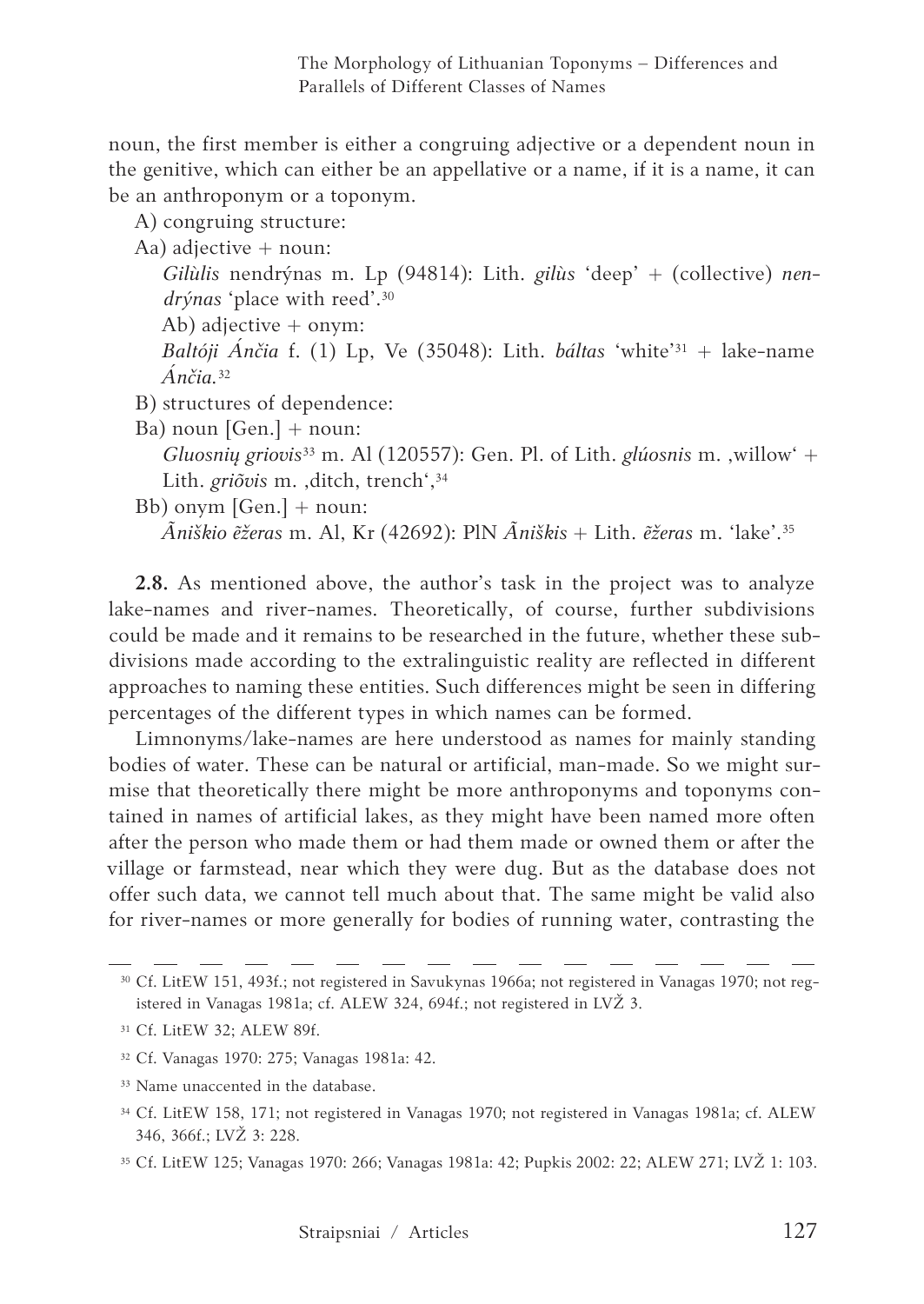noun, the first member is either a congruing adjective or a dependent noun in the genitive, which can either be an appellative or a name, if it is a name, it can be an anthroponym or a toponym.

A) congruing structure:

Aa) adjective + noun:

*Gilùlis* nendrýnas m. Lp (94814): Lith. *gilùs* 'deep' + (collective) *nendrýnas* 'place with reed'.[30]

Ab) adjective + onym:

*Baltóji Ánčia* f. (1) Lp, Ve (35048): Lith. *báltas* 'white'[31] + lake-name *Ánčia.*[32]

B) structures of dependence:

Ba) noun [Gen.] + noun:

*Gluosnių griovis*[33] m. Al (120557): Gen. Pl. of Lith. *glúosnis* m. ‚willow' + Lith. *griõvis* m. ‚ditch, trench',[34]

Bb) onym [Gen.] + noun:

*Ãniškio ẽžeras* m. Al, Kr (42692): PlN *Ãniškis* + Lith. *ẽžeras* m. 'lake'.[35]

**2.8.** As mentioned above, the author's task in the project was to analyze lake-names and river-names. Theoretically, of course, further subdivisions could be made and it remains to be researched in the future, whether these subdivisions made according to the extralinguistic reality are reflected in different approaches to naming these entities. Such differences might be seen in differing percentages of the different types in which names can be formed.

Limnonyms/lake-names are here understood as names for mainly standing bodies of water. These can be natural or artificial, man-made. So we might surmise that theoretically there might be more anthroponyms and toponyms contained in names of artificial lakes, as they might have been named more often after the person who made them or had them made or owned them or after the village or farmstead, near which they were dug. But as the database does not offer such data, we cannot tell much about that. The same might be valid also for river-names or more generally for bodies of running water, contrasting the

---

[30] Cf. LitEW 151, 493f.; not registered in Savukynas 1966a; not registered in Vanagas 1970; not registered in Vanagas 1981a; cf. ALEW 324, 694f.; not registered in LVŽ 3.

[31] Cf. LitEW 32; ALEW 89f.

[32] Cf. Vanagas 1970: 275; Vanagas 1981a: 42.

[33] Name unaccented in the database.

[34] Cf. LitEW 158, 171; not registered in Vanagas 1970; not registered in Vanagas 1981a; cf. ALEW 346, 366f.; LVŽ 3: 228.

[35] Cf. LitEW 125; Vanagas 1970: 266; Vanagas 1981a: 42; Pupkis 2002: 22; ALEW 271; LVŽ 1: 103.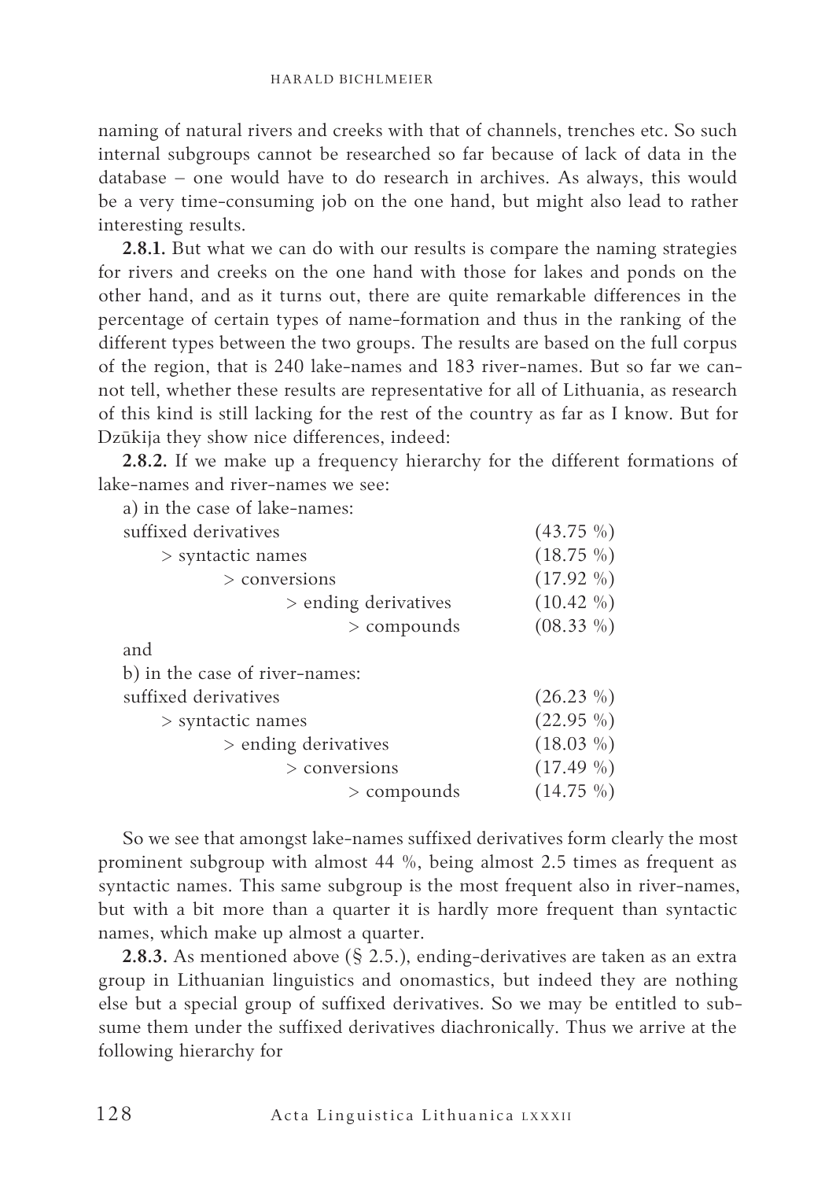naming of natural rivers and creeks with that of channels, trenches etc. So such internal subgroups cannot be researched so far because of lack of data in the database – one would have to do research in archives. As always, this would be a very time-consuming job on the one hand, but might also lead to rather interesting results.

**2.8.1.** But what we can do with our results is compare the naming strategies for rivers and creeks on the one hand with those for lakes and ponds on the other hand, and as it turns out, there are quite remarkable differences in the percentage of certain types of name-formation and thus in the ranking of the different types between the two groups. The results are based on the full corpus of the region, that is 240 lake-names and 183 river-names. But so far we cannot tell, whether these results are representative for all of Lithuania, as research of this kind is still lacking for the rest of the country as far as I know. But for Dzūkija they show nice differences, indeed:

**2.8.2.** If we make up a frequency hierarchy for the different formations of lake-names and river-names we see:

a) in the case of lake-names:

| | |
|---|---|
| suffixed derivatives | (43.75 %) |
| > syntactic names | (18.75 %) |
| > conversions | (17.92 %) |
| > ending derivatives | (10.42 %) |
| > compounds | (08.33 %) |

and

b) in the case of river-names:

| | |
|---|---|
| suffixed derivatives | (26.23 %) |
| > syntactic names | (22.95 %) |
| > ending derivatives | (18.03 %) |
| > conversions | (17.49 %) |
| > compounds | (14.75 %) |

So we see that amongst lake-names suffixed derivatives form clearly the most prominent subgroup with almost 44 %, being almost 2.5 times as frequent as syntactic names. This same subgroup is the most frequent also in river-names, but with a bit more than a quarter it is hardly more frequent than syntactic names, which make up almost a quarter.

**2.8.3.** As mentioned above (§ 2.5.), ending-derivatives are taken as an extra group in Lithuanian linguistics and onomastics, but indeed they are nothing else but a special group of suffixed derivatives. So we may be entitled to subsume them under the suffixed derivatives diachronically. Thus we arrive at the following hierarchy for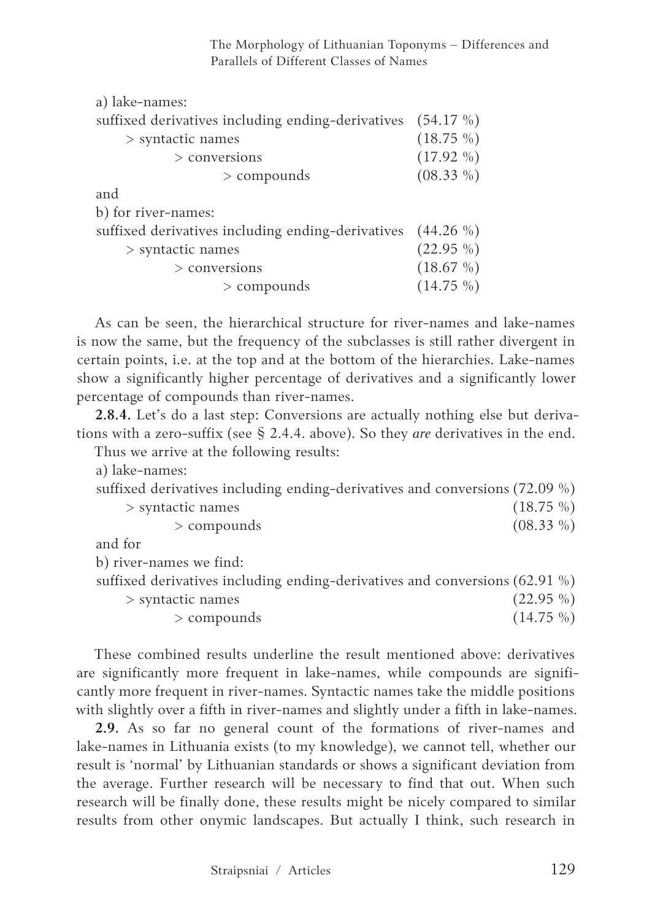a) lake-names:

suffixed derivatives including ending-derivatives (54.17 %)
> syntactic names (18.75 %)
> conversions (17.92 %)
> compounds (08.33 %)

and

b) for river-names:

suffixed derivatives including ending-derivatives (44.26 %)
> syntactic names (22.95 %)
> conversions (18.67 %)
> compounds (14.75 %)

As can be seen, the hierarchical structure for river-names and lake-names is now the same, but the frequency of the subclasses is still rather divergent in certain points, i.e. at the top and at the bottom of the hierarchies. Lake-names show a significantly higher percentage of derivatives and a significantly lower percentage of compounds than river-names.

**2.8.4.** Let's do a last step: Conversions are actually nothing else but derivations with a zero-suffix (see § 2.4.4. above). So they *are* derivatives in the end.

Thus we arrive at the following results:

a) lake-names:

suffixed derivatives including ending-derivatives and conversions (72.09 %)
> syntactic names (18.75 %)
> compounds (08.33 %)

and for

b) river-names we find:

suffixed derivatives including ending-derivatives and conversions (62.91 %)
> syntactic names (22.95 %)
> compounds (14.75 %)

These combined results underline the result mentioned above: derivatives are significantly more frequent in lake-names, while compounds are significantly more frequent in river-names. Syntactic names take the middle positions with slightly over a fifth in river-names and slightly under a fifth in lake-names.

**2.9.** As so far no general count of the formations of river-names and lake-names in Lithuania exists (to my knowledge), we cannot tell, whether our result is 'normal' by Lithuanian standards or shows a significant deviation from the average. Further research will be necessary to find that out. When such research will be finally done, these results might be nicely compared to similar results from other onymic landscapes. But actually I think, such research in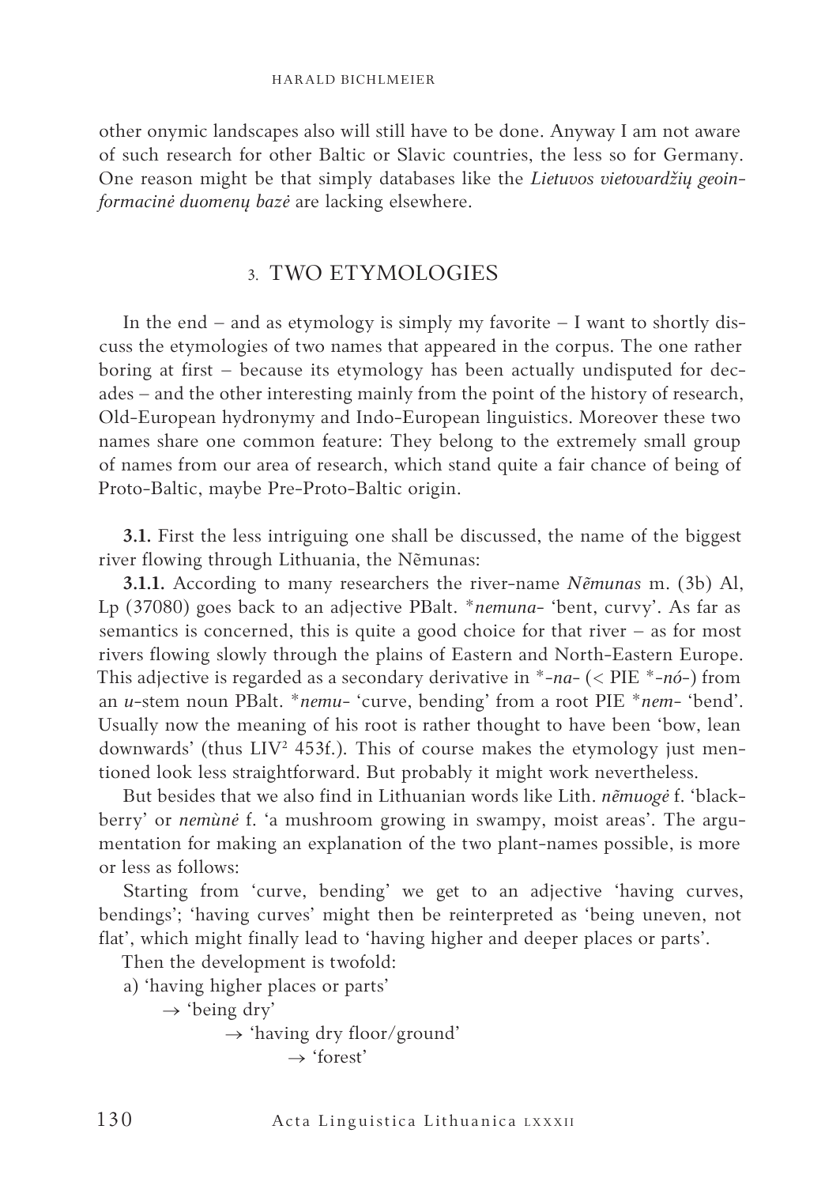other onymic landscapes also will still have to be done. Anyway I am not aware of such research for other Baltic or Slavic countries, the less so for Germany. One reason might be that simply databases like the *Lietuvos vietovardžių geoinformacinė duomenų bazė* are lacking elsewhere.

## 3. TWO ETYMOLOGIES

In the end – and as etymology is simply my favorite – I want to shortly discuss the etymologies of two names that appeared in the corpus. The one rather boring at first – because its etymology has been actually undisputed for decades – and the other interesting mainly from the point of the history of research, Old-European hydronymy and Indo-European linguistics. Moreover these two names share one common feature: They belong to the extremely small group of names from our area of research, which stand quite a fair chance of being of Proto-Baltic, maybe Pre-Proto-Baltic origin.

**3.1.** First the less intriguing one shall be discussed, the name of the biggest river flowing through Lithuania, the Nẽmunas:

**3.1.1.** According to many researchers the river-name *Nẽmunas* m. (3b) Al, Lp (37080) goes back to an adjective PBalt. **nemuna-* 'bent, curvy'. As far as semantics is concerned, this is quite a good choice for that river – as for most rivers flowing slowly through the plains of Eastern and North-Eastern Europe. This adjective is regarded as a secondary derivative in *-*na*- (< PIE *-*nó*-) from an *u*-stem noun PBalt. **nemu-* 'curve, bending' from a root PIE **nem-* 'bend'. Usually now the meaning of his root is rather thought to have been 'bow, lean downwards' (thus LIV² 453f.). This of course makes the etymology just mentioned look less straightforward. But probably it might work nevertheless.

But besides that we also find in Lithuanian words like Lith. *nẽmuogė* f. 'blackberry' or *nemùnė* f. 'a mushroom growing in swampy, moist areas'. The argumentation for making an explanation of the two plant-names possible, is more or less as follows:

Starting from 'curve, bending' we get to an adjective 'having curves, bendings'; 'having curves' might then be reinterpreted as 'being uneven, not flat', which might finally lead to 'having higher and deeper places or parts'.

Then the development is twofold:

a) 'having higher places or parts'
  → 'being dry'
    → 'having dry floor/ground'
      → 'forest'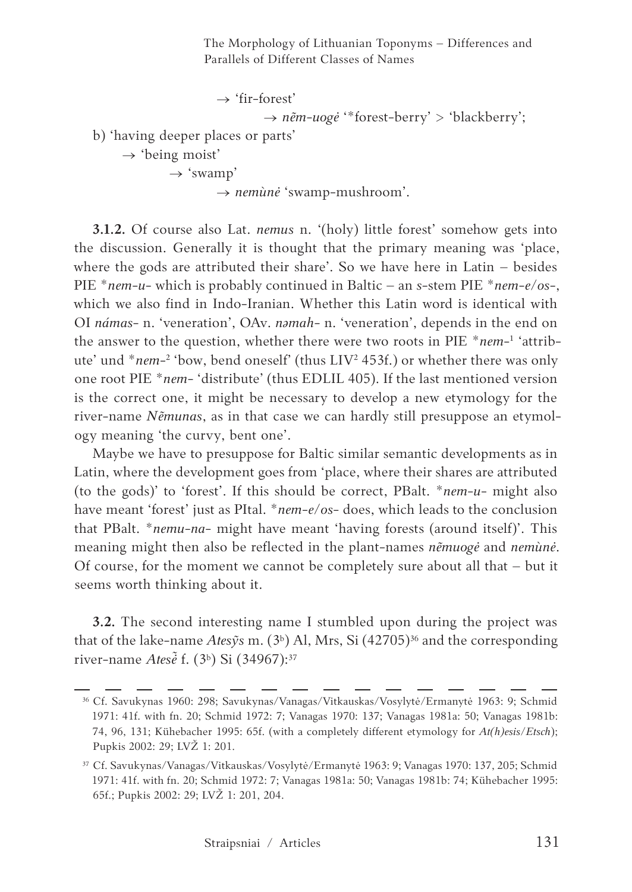→ 'fir-forest'

→ *nẽm-uogė* '*forest-berry' > 'blackberry';

b) 'having deeper places or parts'

→ 'being moist'

→ 'swamp'

→ *nemùnė* 'swamp-mushroom'.

**3.1.2.** Of course also Lat. *nemus* n. '(holy) little forest' somehow gets into the discussion. Generally it is thought that the primary meaning was 'place, where the gods are attributed their share'. So we have here in Latin – besides PIE *\*nem-u-* which is probably continued in Baltic – an *s*-stem PIE *\*nem-e/os-*, which we also find in Indo-Iranian. Whether this Latin word is identical with OI *námas-* n. 'veneration', OAv. *nəmah-* n. 'veneration', depends in the end on the answer to the question, whether there were two roots in PIE *\*nem-*[1] 'attribute' und *\*nem-*[2] 'bow, bend oneself' (thus LIV[2] 453f.) or whether there was only one root PIE *\*nem-* 'distribute' (thus EDLIL 405). If the last mentioned version is the correct one, it might be necessary to develop a new etymology for the river-name *Nẽmunas*, as in that case we can hardly still presuppose an etymology meaning 'the curvy, bent one'.

Maybe we have to presuppose for Baltic similar semantic developments as in Latin, where the development goes from 'place, where their shares are attributed (to the gods)' to 'forest'. If this should be correct, PBalt. *\*nem-u-* might also have meant 'forest' just as PItal. *\*nem-e/os-* does, which leads to the conclusion that PBalt. *\*nemu-na-* might have meant 'having forests (around itself)'. This meaning might then also be reflected in the plant-names *nẽmuogė* and *nemùnė*. Of course, for the moment we cannot be completely sure about all that – but it seems worth thinking about it.

**3.2.** The second interesting name I stumbled upon during the project was that of the lake-name *Atesỹs* m. (3[b]) Al, Mrs, Si (42705)[36] and the corresponding river-name *Atesẽ* f. (3[b]) Si (34967):[37]

---

[36] Cf. Savukynas 1960: 298; Savukynas/Vanagas/Vitkauskas/Vosylytė/Ermanytė 1963: 9; Schmid 1971: 41f. with fn. 20; Schmid 1972: 7; Vanagas 1970: 137; Vanagas 1981a: 50; Vanagas 1981b: 74, 96, 131; Kühebacher 1995: 65f. (with a completely different etymology for *At(h)esis/Etsch*); Pupkis 2002: 29; LVŽ 1: 201.

[37] Cf. Savukynas/Vanagas/Vitkauskas/Vosylytė/Ermanytė 1963: 9; Vanagas 1970: 137, 205; Schmid 1971: 41f. with fn. 20; Schmid 1972: 7; Vanagas 1981a: 50; Vanagas 1981b: 74; Kühebacher 1995: 65f.; Pupkis 2002: 29; LVŽ 1: 201, 204.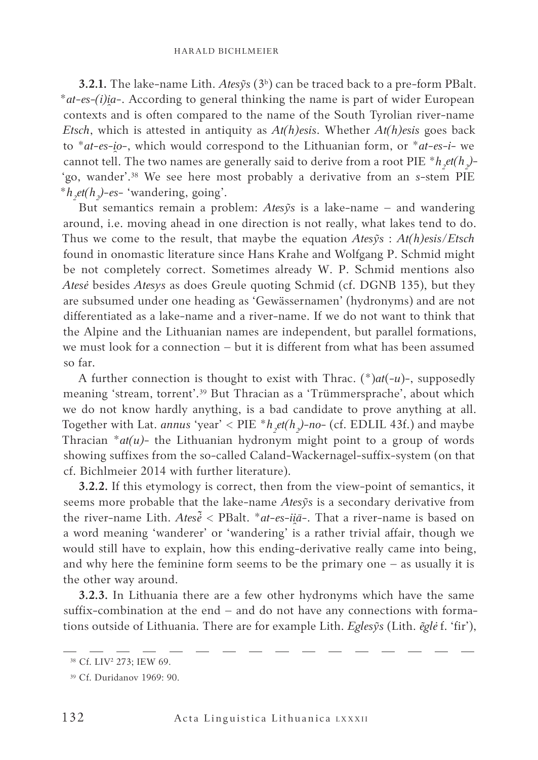**3.2.1.** The lake-name Lith. *Atesỹs* (3[b]) can be traced back to a pre-form PBalt. *\*at-es-(i)i̯a-*. According to general thinking the name is part of wider European contexts and is often compared to the name of the South Tyrolian river-name *Etsch*, which is attested in antiquity as *At(h)esis*. Whether *At(h)esis* goes back to *\*at-es-i̯o-*, which would correspond to the Lithuanian form, or *\*at-es-i-* we cannot tell. The two names are generally said to derive from a root PIE *\*h₂et(h₂)-* 'go, wander'.[38] We see here most probably a derivative from an *s*-stem PIE *\*h₂et(h₂)-es-* 'wandering, going'.

But semantics remain a problem: *Atesỹs* is a lake-name – and wandering around, i.e. moving ahead in one direction is not really, what lakes tend to do. Thus we come to the result, that maybe the equation *Atesỹs* : *At(h)esis/Etsch* found in onomastic literature since Hans Krahe and Wolfgang P. Schmid might be not completely correct. Sometimes already W. P. Schmid mentions also *Atesė* besides *Atesys* as does Greule quoting Schmid (cf. DGNB 135), but they are subsumed under one heading as 'Gewässernamen' (hydronyms) and are not differentiated as a lake-name and a river-name. If we do not want to think that the Alpine and the Lithuanian names are independent, but parallel formations, we must look for a connection – but it is different from what has been assumed so far.

A further connection is thought to exist with Thrac. (\*)*at*(*-u*)*-*, supposedly meaning 'stream, torrent'.[39] But Thracian as a 'Trümmersprache', about which we do not know hardly anything, is a bad candidate to prove anything at all. Together with Lat. *annus* 'year' < PIE *\*h₂et(h₂)-no-* (cf. EDLIL 43f.) and maybe Thracian *\*at(u)-* the Lithuanian hydronym might point to a group of words showing suffixes from the so-called Caland-Wackernagel-suffix-system (on that cf. Bichlmeier 2014 with further literature).

**3.2.2.** If this etymology is correct, then from the view-point of semantics, it seems more probable that the lake-name *Atesỹs* is a secondary derivative from the river-name Lith. *Atesė̃* < PBalt. *\*at-es-ii̯ā-*. That a river-name is based on a word meaning 'wanderer' or 'wandering' is a rather trivial affair, though we would still have to explain, how this ending-derivative really came into being, and why here the feminine form seems to be the primary one – as usually it is the other way around.

**3.2.3.** In Lithuania there are a few other hydronyms which have the same suffix-combination at the end – and do not have any connections with formations outside of Lithuania. There are for example Lith. *Eglesỹs* (Lith. *ẽglė* f. 'fir'),

---

[38] Cf. LIV² 273; IEW 69.

[39] Cf. Duridanov 1969: 90.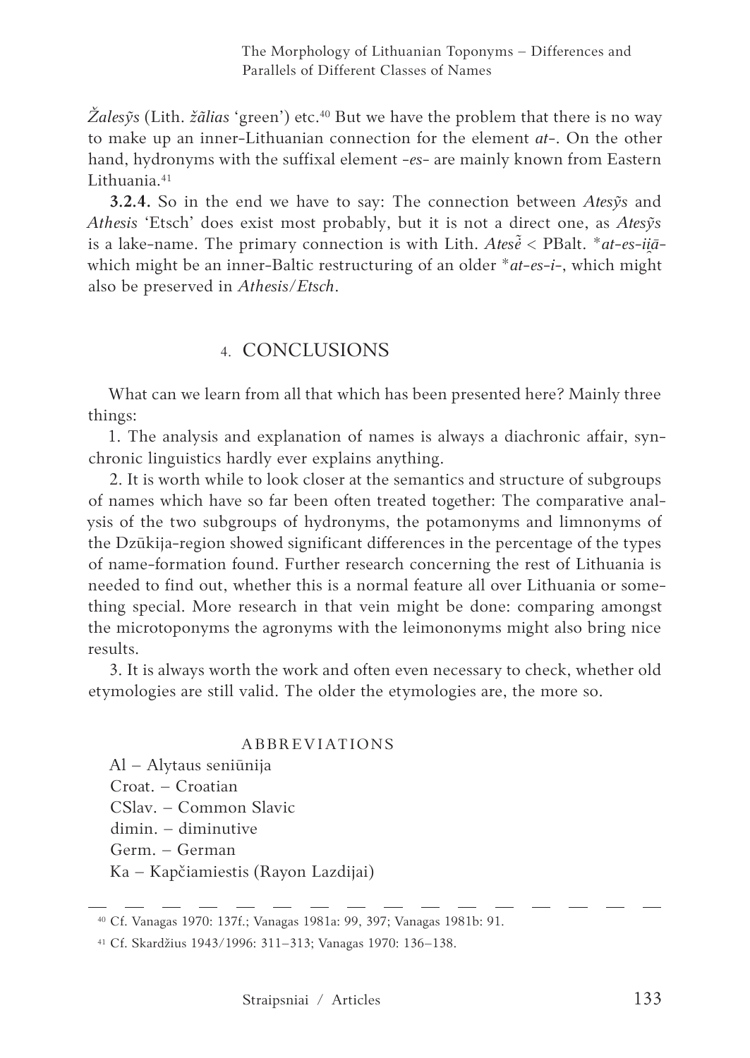*Žalesỹs* (Lith. *žãlias* 'green') etc.[40] But we have the problem that there is no way to make up an inner-Lithuanian connection for the element *at-*. On the other hand, hydronyms with the suffixal element *-es-* are mainly known from Eastern Lithuania.[41]

**3.2.4.** So in the end we have to say: The connection between *Atesỹs* and *Athesis* 'Etsch' does exist most probably, but it is not a direct one, as *Atesỹs* is a lake-name. The primary connection is with Lith. *Atesẽ* < PBalt. *\*at-es-i̯ā-* which might be an inner-Baltic restructuring of an older *\*at-es-i-*, which might also be preserved in *Athesis/Etsch*.

## 4. CONCLUSIONS

What can we learn from all that which has been presented here? Mainly three things:

1. The analysis and explanation of names is always a diachronic affair, synchronic linguistics hardly ever explains anything.

2. It is worth while to look closer at the semantics and structure of subgroups of names which have so far been often treated together: The comparative analysis of the two subgroups of hydronyms, the potamonyms and limnonyms of the Dzūkija-region showed significant differences in the percentage of the types of name-formation found. Further research concerning the rest of Lithuania is needed to find out, whether this is a normal feature all over Lithuania or something special. More research in that vein might be done: comparing amongst the microtoponyms the agronyms with the leimononyms might also bring nice results.

3. It is always worth the work and often even necessary to check, whether old etymologies are still valid. The older the etymologies are, the more so.

### ABBREVIATIONS

Al – Alytaus seniūnija
Croat. – Croatian
CSlav. – Common Slavic
dimin. – diminutive
Germ. – German
Ka – Kapčiamiestis (Rayon Lazdijai)

---

[40] Cf. Vanagas 1970: 137f.; Vanagas 1981a: 99, 397; Vanagas 1981b: 91.

[41] Cf. Skardžius 1943/1996: 311–313; Vanagas 1970: 136–138.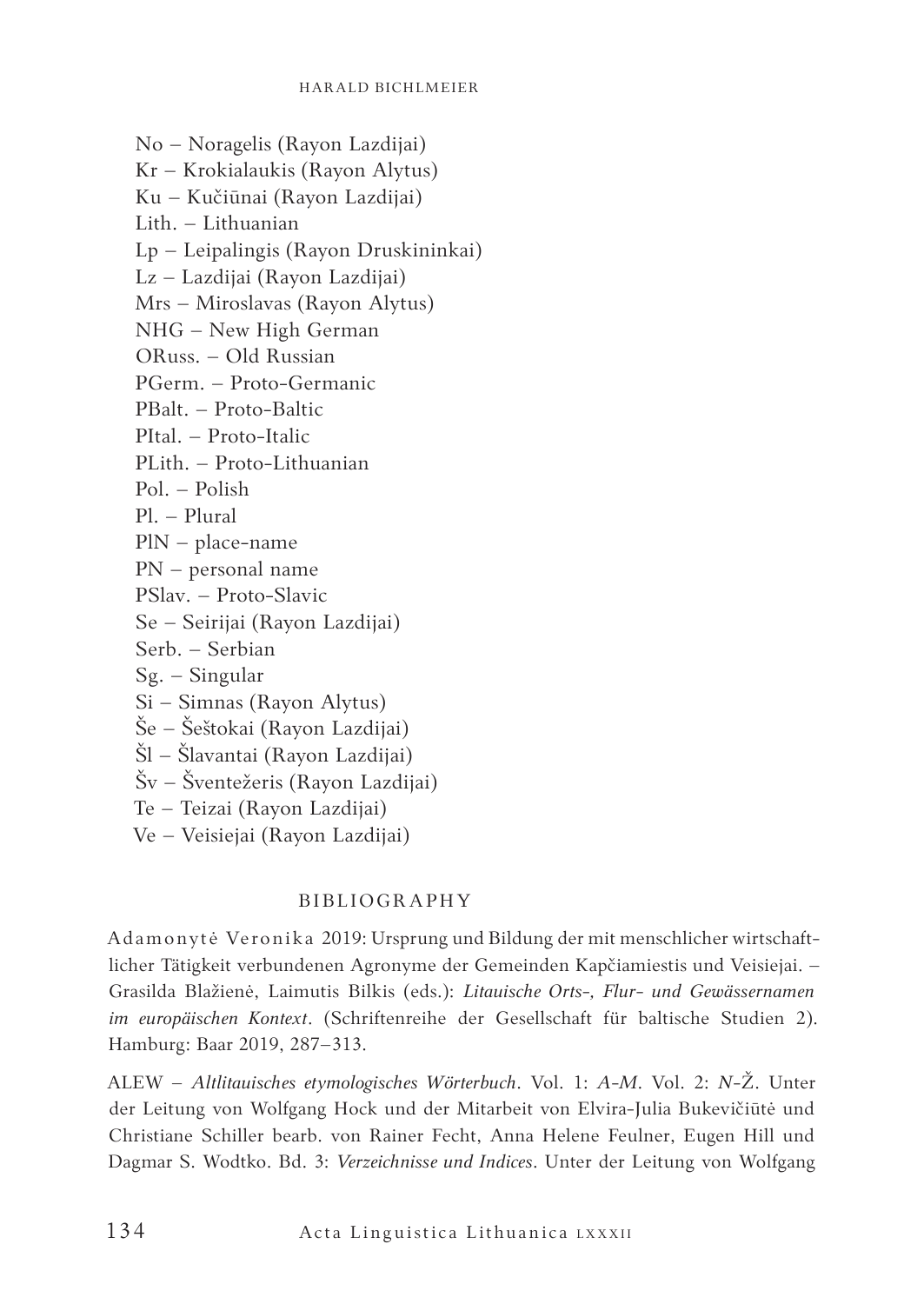No – Noragelis (Rayon Lazdijai)
Kr – Krokialaukis (Rayon Alytus)
Ku – Kučiūnai (Rayon Lazdijai)
Lith. – Lithuanian
Lp – Leipalingis (Rayon Druskininkai)
Lz – Lazdijai (Rayon Lazdijai)
Mrs – Miroslavas (Rayon Alytus)
NHG – New High German
ORuss. – Old Russian
PGerm. – Proto-Germanic
PBalt. – Proto-Baltic
PItal. – Proto-Italic
PLith. – Proto-Lithuanian
Pol. – Polish
Pl. – Plural
PlN – place-name
PN – personal name
PSlav. – Proto-Slavic
Se – Seirijai (Rayon Lazdijai)
Serb. – Serbian
Sg. – Singular
Si – Simnas (Rayon Alytus)
Še – Šeštokai (Rayon Lazdijai)
Šl – Šlavantai (Rayon Lazdijai)
Šv – Šventežeris (Rayon Lazdijai)
Te – Teizai (Rayon Lazdijai)
Ve – Veisiejai (Rayon Lazdijai)

## BIBLIOGRAPHY

Adamonytė Veronika 2019: Ursprung und Bildung der mit menschlicher wirtschaftlicher Tätigkeit verbundenen Agronyme der Gemeinden Kapčiamiestis und Veisiejai. – Grasilda Blažienė, Laimutis Bilkis (eds.): *Litauische Orts-, Flur- und Gewässernamen im europäischen Kontext*. (Schriftenreihe der Gesellschaft für baltische Studien 2). Hamburg: Baar 2019, 287–313.

ALEW – *Altlitauisches etymologisches Wörterbuch*. Vol. 1: *A–M*. Vol. 2: *N–Ž*. Unter der Leitung von Wolfgang Hock und der Mitarbeit von Elvira-Julia Bukevičiūtė und Christiane Schiller bearb. von Rainer Fecht, Anna Helene Feulner, Eugen Hill und Dagmar S. Wodtko. Bd. 3: *Verzeichnisse und Indices*. Unter der Leitung von Wolfgang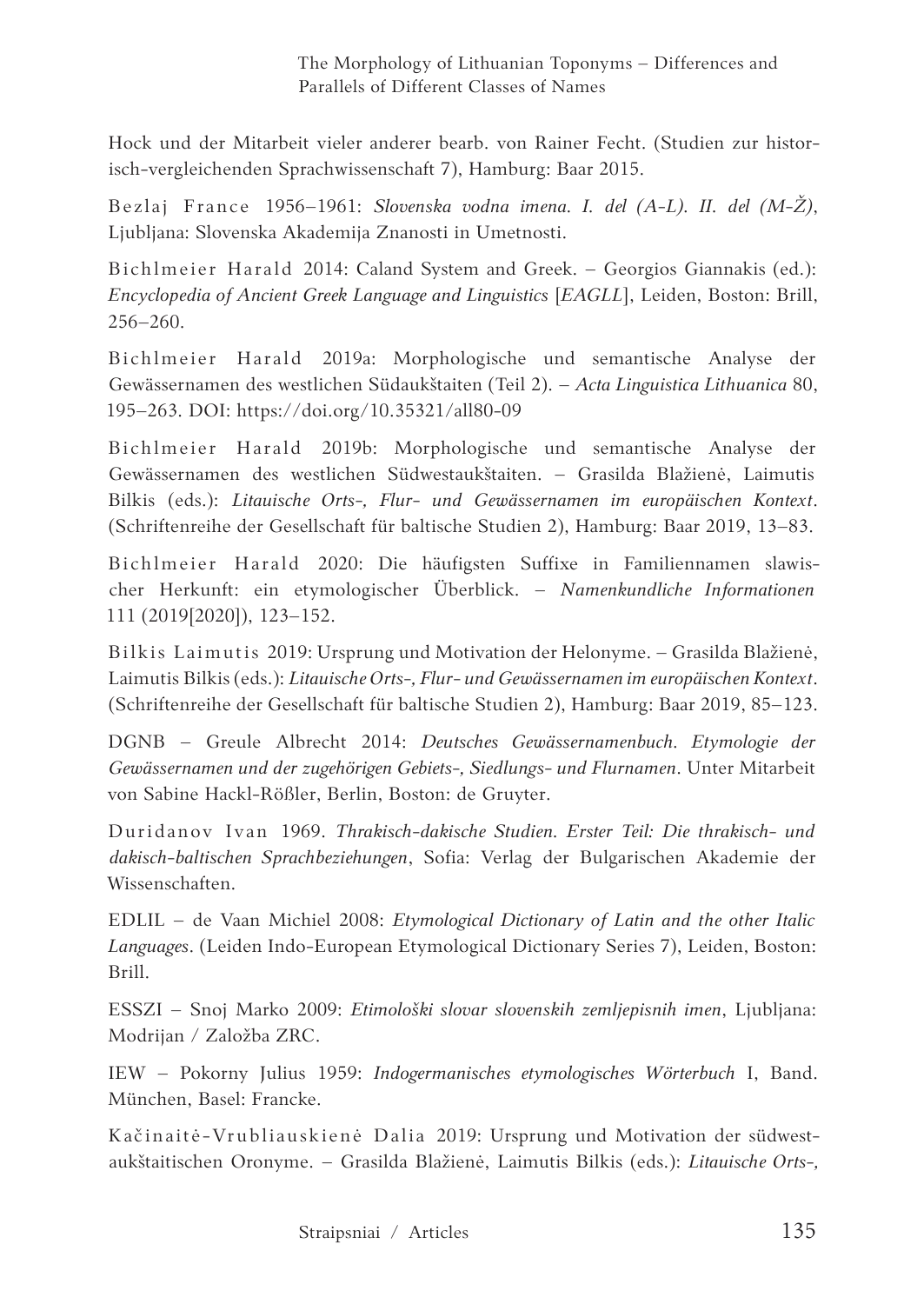Hock und der Mitarbeit vieler anderer bearb. von Rainer Fecht. (Studien zur historisch-vergleichenden Sprachwissenschaft 7), Hamburg: Baar 2015.

Bezlaj France 1956–1961: *Slovenska vodna imena. I. del (A-L). II. del (M-Ž)*, Ljubljana: Slovenska Akademija Znanosti in Umetnosti.

Bichlmeier Harald 2014: Caland System and Greek. – Georgios Giannakis (ed.): *Encyclopedia of Ancient Greek Language and Linguistics* [*EAGLL*], Leiden, Boston: Brill, 256–260.

Bichlmeier Harald 2019a: Morphologische und semantische Analyse der Gewässernamen des westlichen Südaukštaiten (Teil 2). – *Acta Linguistica Lithuanica* 80, 195–263. DOI: https://doi.org/10.35321/all80-09

Bichlmeier Harald 2019b: Morphologische und semantische Analyse der Gewässernamen des westlichen Südwestaukštaiten. – Grasilda Blažienė, Laimutis Bilkis (eds.): *Litauische Orts-, Flur- und Gewässernamen im europäischen Kontext*. (Schriftenreihe der Gesellschaft für baltische Studien 2), Hamburg: Baar 2019, 13–83.

Bichlmeier Harald 2020: Die häufigsten Suffixe in Familiennamen slawischer Herkunft: ein etymologischer Überblick. – *Namenkundliche Informationen* 111 (2019[2020]), 123–152.

Bilkis Laimutis 2019: Ursprung und Motivation der Helonyme. – Grasilda Blažienė, Laimutis Bilkis (eds.): *Litauische Orts-, Flur- und Gewässernamen im europäischen Kontext*. (Schriftenreihe der Gesellschaft für baltische Studien 2), Hamburg: Baar 2019, 85–123.

DGNB – Greule Albrecht 2014: *Deutsches Gewässernamenbuch. Etymologie der Gewässernamen und der zugehörigen Gebiets-, Siedlungs- und Flurnamen*. Unter Mitarbeit von Sabine Hackl-Rößler, Berlin, Boston: de Gruyter.

Duridanov Ivan 1969. *Thrakisch-dakische Studien. Erster Teil: Die thrakisch- und dakisch-baltischen Sprachbeziehungen*, Sofia: Verlag der Bulgarischen Akademie der Wissenschaften.

EDLIL – de Vaan Michiel 2008: *Etymological Dictionary of Latin and the other Italic Languages*. (Leiden Indo-European Etymological Dictionary Series 7), Leiden, Boston: Brill.

ESSZI – Snoj Marko 2009: *Etimološki slovar slovenskih zemljepisnih imen*, Ljubljana: Modrijan / Založba ZRC.

IEW – Pokorny Julius 1959: *Indogermanisches etymologisches Wörterbuch* I, Band. München, Basel: Francke.

Kačinaitė-Vrubliauskienė Dalia 2019: Ursprung und Motivation der südwestaukštaitischen Oronyme. – Grasilda Blažienė, Laimutis Bilkis (eds.): *Litauische Orts-,*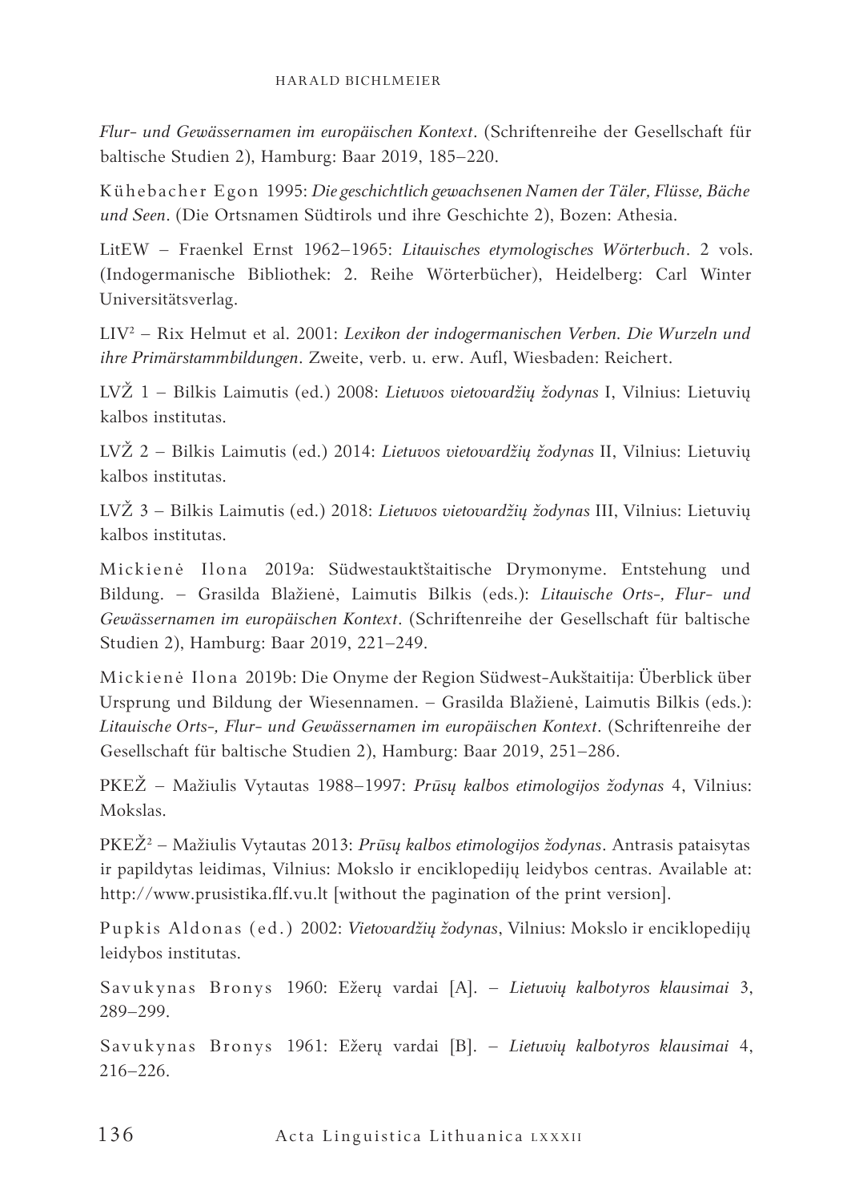*Flur- und Gewässernamen im europäischen Kontext*. (Schriftenreihe der Gesellschaft für baltische Studien 2), Hamburg: Baar 2019, 185–220.

Kühebacher Egon 1995: *Die geschichtlich gewachsenen Namen der Täler, Flüsse, Bäche und Seen*. (Die Ortsnamen Südtirols und ihre Geschichte 2), Bozen: Athesia.

LitEW – Fraenkel Ernst 1962–1965: *Litauisches etymologisches Wörterbuch*. 2 vols. (Indogermanische Bibliothek: 2. Reihe Wörterbücher), Heidelberg: Carl Winter Universitätsverlag.

LIV² – Rix Helmut et al. 2001: *Lexikon der indogermanischen Verben. Die Wurzeln und ihre Primärstammbildungen*. Zweite, verb. u. erw. Aufl, Wiesbaden: Reichert.

LVŽ 1 – Bilkis Laimutis (ed.) 2008: *Lietuvos vietovardžių žodynas* I, Vilnius: Lietuvių kalbos institutas.

LVŽ 2 – Bilkis Laimutis (ed.) 2014: *Lietuvos vietovardžių žodynas* II, Vilnius: Lietuvių kalbos institutas.

LVŽ 3 – Bilkis Laimutis (ed.) 2018: *Lietuvos vietovardžių žodynas* III, Vilnius: Lietuvių kalbos institutas.

Mickienė Ilona 2019a: Südwestauktštaitische Drymonyme. Entstehung und Bildung. – Grasilda Blažienė, Laimutis Bilkis (eds.): *Litauische Orts-, Flur- und Gewässernamen im europäischen Kontext*. (Schriftenreihe der Gesellschaft für baltische Studien 2), Hamburg: Baar 2019, 221–249.

Mickienė Ilona 2019b: Die Onyme der Region Südwest-Aukštaitija: Überblick über Ursprung und Bildung der Wiesennamen. – Grasilda Blažienė, Laimutis Bilkis (eds.): *Litauische Orts-, Flur- und Gewässernamen im europäischen Kontext*. (Schriftenreihe der Gesellschaft für baltische Studien 2), Hamburg: Baar 2019, 251–286.

PKEŽ – Mažiulis Vytautas 1988–1997: *Prūsų kalbos etimologijos žodynas* 4, Vilnius: Mokslas.

PKEŽ² – Mažiulis Vytautas 2013: *Prūsų kalbos etimologijos žodynas*. Antrasis pataisytas ir papildytas leidimas, Vilnius: Mokslo ir enciklopedijų leidybos centras. Available at: http://www.prusistika.flf.vu.lt [without the pagination of the print version].

Pupkis Aldonas (ed.) 2002: *Vietovardžių žodynas*, Vilnius: Mokslo ir enciklopedijų leidybos institutas.

Savukynas Bronys 1960: Ežerų vardai [A]. – *Lietuvių kalbotyros klausimai* 3, 289–299.

Savukynas Bronys 1961: Ežerų vardai [B]. – *Lietuvių kalbotyros klausimai* 4, 216–226.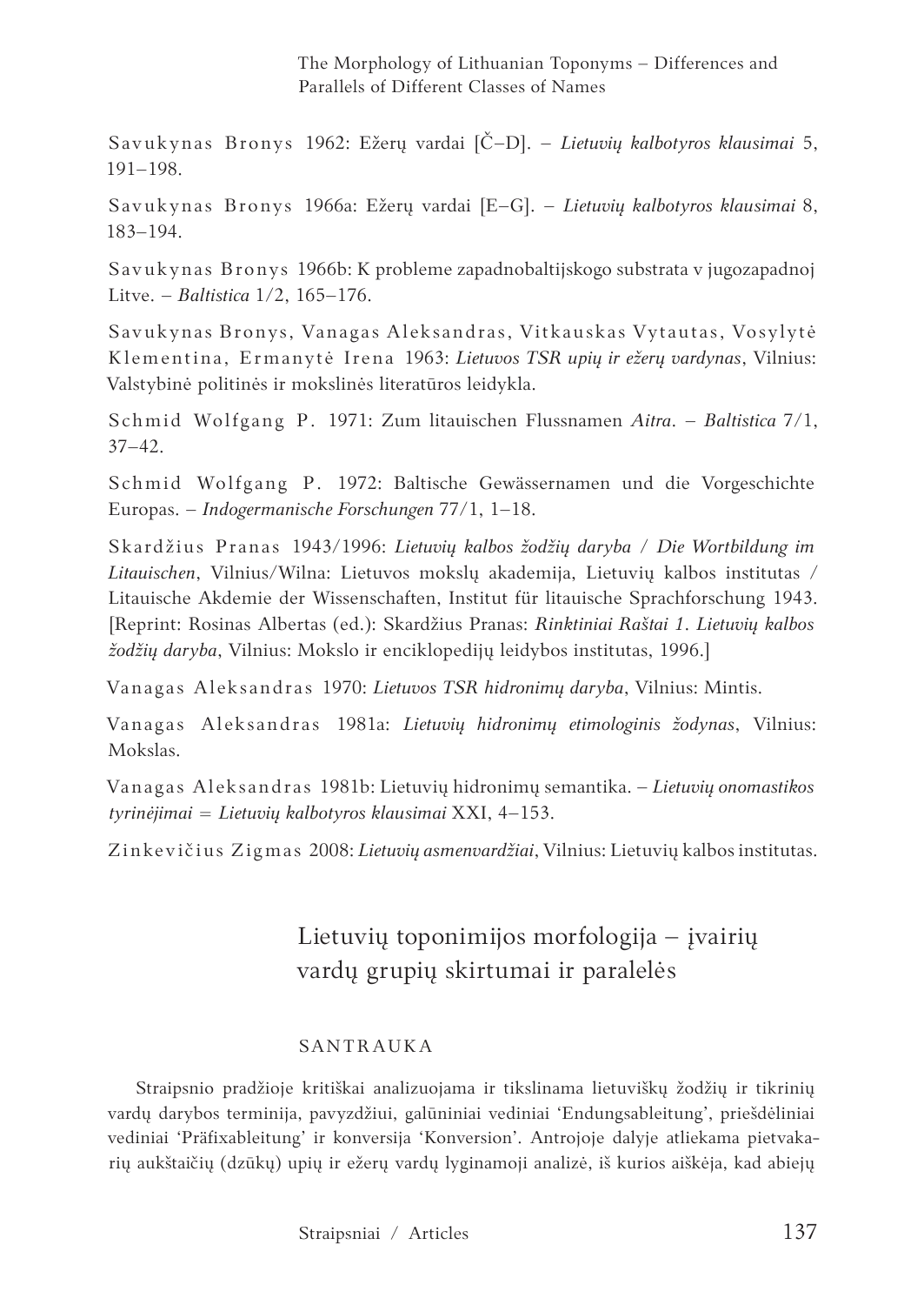Savukynas Bronys 1962: Ežerų vardai [Č–D]. – *Lietuvių kalbotyros klausimai* 5, 191–198.

Savukynas Bronys 1966a: Ežerų vardai [E–G]. – *Lietuvių kalbotyros klausimai* 8, 183–194.

Savukynas Bronys 1966b: K probleme zapadnobaltijskogo substrata v jugozapadnoj Litve. – *Baltistica* 1/2, 165–176.

Savukynas Bronys, Vanagas Aleksandras, Vitkauskas Vytautas, Vosylytė Klementina, Ermanytė Irena 1963: *Lietuvos TSR upių ir ežerų vardynas*, Vilnius: Valstybinė politinės ir mokslinės literatūros leidykla.

Schmid Wolfgang P. 1971: Zum litauischen Flussnamen *Aitra*. – *Baltistica* 7/1, 37–42.

Schmid Wolfgang P. 1972: Baltische Gewässernamen und die Vorgeschichte Europas. – *Indogermanische Forschungen* 77/1, 1–18.

Skardžius Pranas 1943/1996: *Lietuvių kalbos žodžių daryba / Die Wortbildung im Litauischen*, Vilnius/Wilna: Lietuvos mokslų akademija, Lietuvių kalbos institutas / Litauische Akdemie der Wissenschaften, Institut für litauische Sprachforschung 1943. [Reprint: Rosinas Albertas (ed.): Skardžius Pranas: *Rinktiniai Raštai 1. Lietuvių kalbos žodžių daryba*, Vilnius: Mokslo ir enciklopedijų leidybos institutas, 1996.]

Vanagas Aleksandras 1970: *Lietuvos TSR hidronimų daryba*, Vilnius: Mintis.

Vanagas Aleksandras 1981a: *Lietuvių hidronimų etimologinis žodynas*, Vilnius: Mokslas.

Vanagas Aleksandras 1981b: Lietuvių hidronimų semantika. – *Lietuvių onomastikos tyrinėjimai = Lietuvių kalbotyros klausimai* XXI, 4–153.

Zinkevičius Zigmas 2008: *Lietuvių asmenvardžiai*, Vilnius: Lietuvių kalbos institutas.

## Lietuvių toponimijos morfologija – įvairių vardų grupių skirtumai ir paralelės

### SANTRAUKA

Straipsnio pradžioje kritiškai analizuojama ir tikslinama lietuviškų žodžių ir tikrinių vardų darybos terminija, pavyzdžiui, galūniniai vediniai 'Endungsableitung', priešdėliniai vediniai 'Präfixableitung' ir konversija 'Konversion'. Antrojoje dalyje atliekama pietvakarių aukštaičių (dzūkų) upių ir ežerų vardų lyginamoji analizė, iš kurios aiškėja, kad abiejų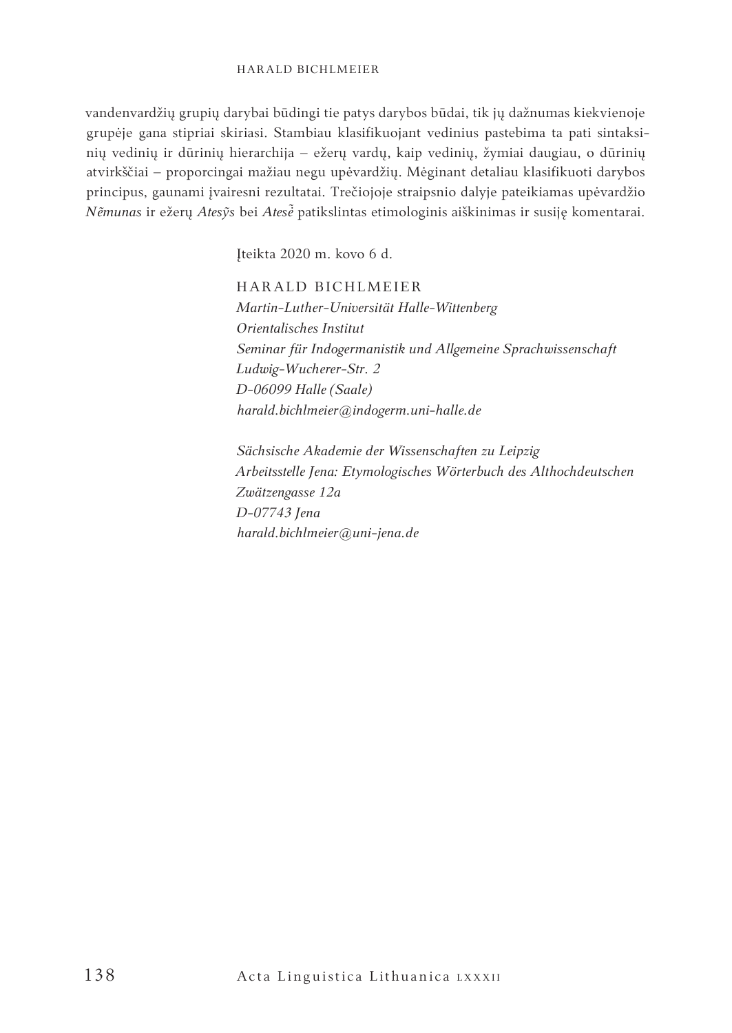vandenvardžių grupių darybai būdingi tie patys darybos būdai, tik jų dažnumas kiekvienoje grupėje gana stipriai skiriasi. Stambiau klasifikuojant vedinius pastebima ta pati sintaksinių vedinių ir dūrinių hierarchija – ežerų vardų, kaip vedinių, žymiai daugiau, o dūrinių atvirkščiai – proporcingai mažiau negu upėvardžių. Mėginant detaliau klasifikuoti darybos principus, gaunami įvairesni rezultatai. Trečiojoje straipsnio dalyje pateikiamas upėvardžio *Nẽmunas* ir ežerų *Atesỹs* bei *Atesẽ* patikslintas etimologinis aiškinimas ir susiję komentarai.

Įteikta 2020 m. kovo 6 d.

HARALD BICHLMEIER
*Martin-Luther-Universität Halle-Wittenberg*
*Orientalisches Institut*
*Seminar für Indogermanistik und Allgemeine Sprachwissenschaft*
*Ludwig-Wucherer-Str. 2*
*D-06099 Halle (Saale)*
*harald.bichlmeier@indogerm.uni-halle.de*

*Sächsische Akademie der Wissenschaften zu Leipzig*
*Arbeitsstelle Jena: Etymologisches Wörterbuch des Althochdeutschen*
*Zwätzengasse 12a*
*D-07743 Jena*
*harald.bichlmeier@uni-jena.de*